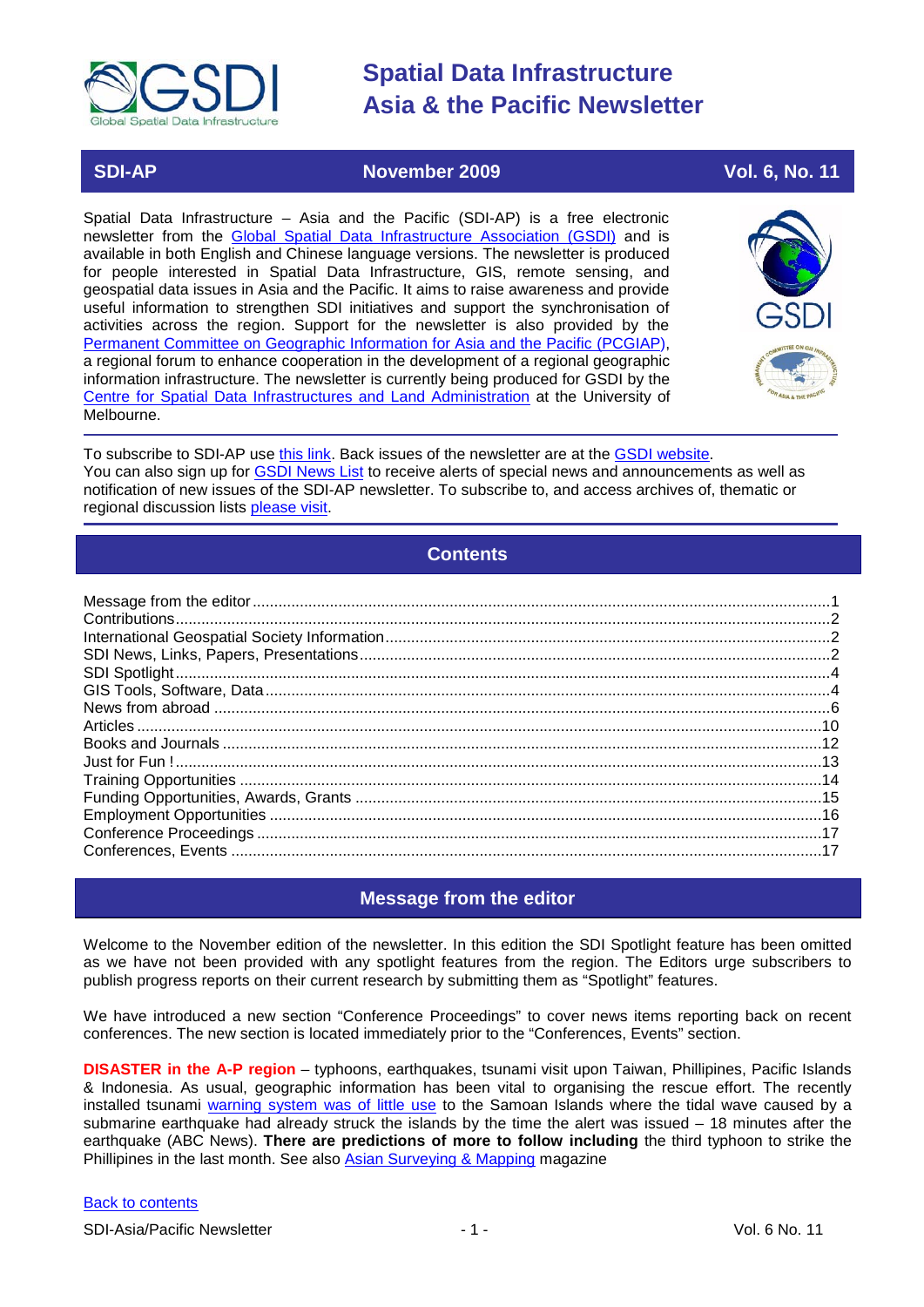# Spatial Data Infrastructure Asia & the Pacific Newsletter

**SDI-AP** | **November 2009** | **Vol. 6, No. 11**

Spatial Data Infrastructure – Asia and the Pacific (SDI-AP) is a free electronic newsletter from the Global Spatial Data Infrastructure Association (GSDI) and is available in both English and Chinese language versions. The newsletter is produced for people interested in Spatial Data Infrastructure, GIS, remote sensing, and geospatial data issues in Asia and the Pacific. It aims to raise awareness and provide useful information to strengthen SDI initiatives and support the synchronisation of activities across the region. Support for the newsletter is also provided by the Permanent Committee on Geographic Information for Asia and the Pacific (PCGIAP), a regional forum to enhance cooperation in the development of a regional geographic information infrastructure. The newsletter is currently being produced for GSDI by the Centre for Spatial Data Infrastructures and Land Administration at the University of Melbourne.

To subscribe to SDI-AP use this link. Back issues of the newsletter are at the GSDI website. You can also sign up for GSDI News List to receive alerts of special news and announcements as well as notification of new issues of the SDI-AP newsletter. To subscribe to, and access archives of, thematic or regional discussion lists please visit.

## Contents

- Message from the editor ........ 1
- Contributions ........ 2
- International Geospatial Society Information ........ 2
- SDI News, Links, Papers, Presentations ........ 2
- SDI Spotlight ........ 4
- GIS Tools, Software, Data ........ 4
- News from abroad ........ 6
- Articles ........ 10
- Books and Journals ........ 12
- Just for Fun ! ........ 13
- Training Opportunities ........ 14
- Funding Opportunities, Awards, Grants ........ 15
- Employment Opportunities ........ 16
- Conference Proceedings ........ 17
- Conferences, Events ........ 17

## Message from the editor

Welcome to the November edition of the newsletter. In this edition the SDI Spotlight feature has been omitted as we have not been provided with any spotlight features from the region. The Editors urge subscribers to publish progress reports on their current research by submitting them as "Spotlight" features.

We have introduced a new section "Conference Proceedings" to cover news items reporting back on recent conferences. The new section is located immediately prior to the "Conferences, Events" section.

**DISASTER in the A-P region** – typhoons, earthquakes, tsunami visit upon Taiwan, Phillipines, Pacific Islands & Indonesia. As usual, geographic information has been vital to organising the rescue effort. The recently installed tsunami warning system was of little use to the Samoan Islands where the tidal wave caused by a submarine earthquake had already struck the islands by the time the alert was issued – 18 minutes after the earthquake (ABC News). **There are predictions of more to follow including** the third typhoon to strike the Phillipines in the last month. See also Asian Surveying & Mapping magazine

Back to contents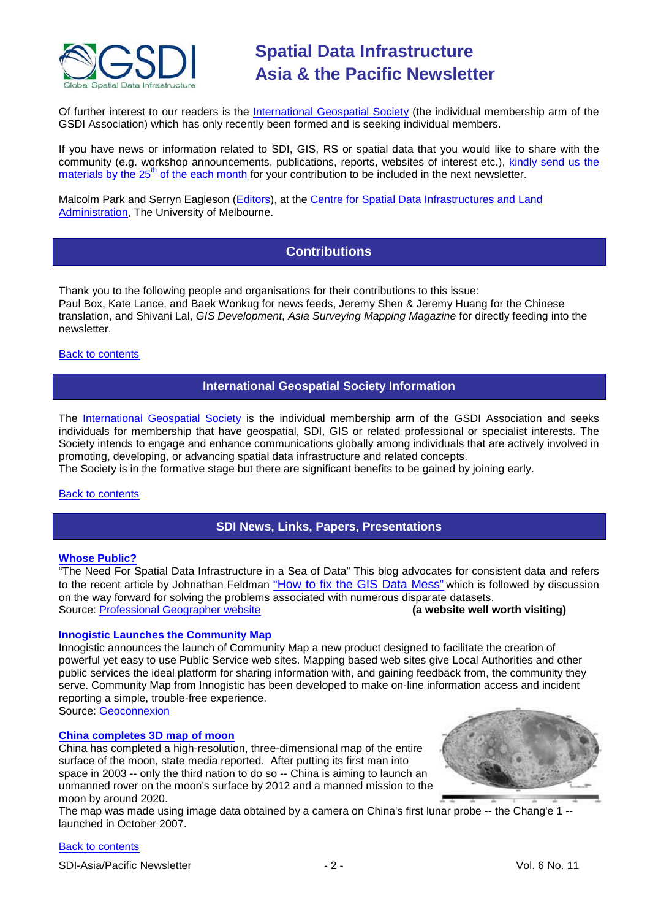Of further interest to our readers is the International Geospatial Society (the individual membership arm of the GSDI Association) which has only recently been formed and is seeking individual members.

If you have news or information related to SDI, GIS, RS or spatial data that you would like to share with the community (e.g. workshop announcements, publications, reports, websites of interest etc.), kindly send us the materials by the 25th of the each month for your contribution to be included in the next newsletter.

Malcolm Park and Serryn Eagleson (Editors), at the Centre for Spatial Data Infrastructures and Land Administration, The University of Melbourne.

## Contributions

Thank you to the following people and organisations for their contributions to this issue:
Paul Box, Kate Lance, and Baek Wonkug for news feeds, Jeremy Shen & Jeremy Huang for the Chinese translation, and Shivani Lal, *GIS Development*, *Asia Surveying Mapping Magazine* for directly feeding into the newsletter.

Back to contents

## International Geospatial Society Information

The International Geospatial Society is the individual membership arm of the GSDI Association and seeks individuals for membership that have geospatial, SDI, GIS or related professional or specialist interests. The Society intends to engage and enhance communications globally among individuals that are actively involved in promoting, developing, or advancing spatial data infrastructure and related concepts.
The Society is in the formative stage but there are significant benefits to be gained by joining early.

Back to contents

## SDI News, Links, Papers, Presentations

### Whose Public?

"The Need For Spatial Data Infrastructure in a Sea of Data" This blog advocates for consistent data and refers to the recent article by Johnathan Feldman "How to fix the GIS Data Mess" which is followed by discussion on the way forward for solving the problems associated with numerous disparate datasets.
Source: Professional Geographer website **(a website well worth visiting)**

### Innogistic Launches the Community Map

Innogistic announces the launch of Community Map a new product designed to facilitate the creation of powerful yet easy to use Public Service web sites. Mapping based web sites give Local Authorities and other public services the ideal platform for sharing information with, and gaining feedback from, the community they serve. Community Map from Innogistic has been developed to make on-line information access and incident reporting a simple, trouble-free experience.
Source: Geoconnexion

### China completes 3D map of moon

China has completed a high-resolution, three-dimensional map of the entire surface of the moon, state media reported. After putting its first man into space in 2003 -- only the third nation to do so -- China is aiming to launch an unmanned rover on the moon's surface by 2012 and a manned mission to the moon by around 2020.
The map was made using image data obtained by a camera on China's first lunar probe -- the Chang'e 1 -- launched in October 2007.

Back to contents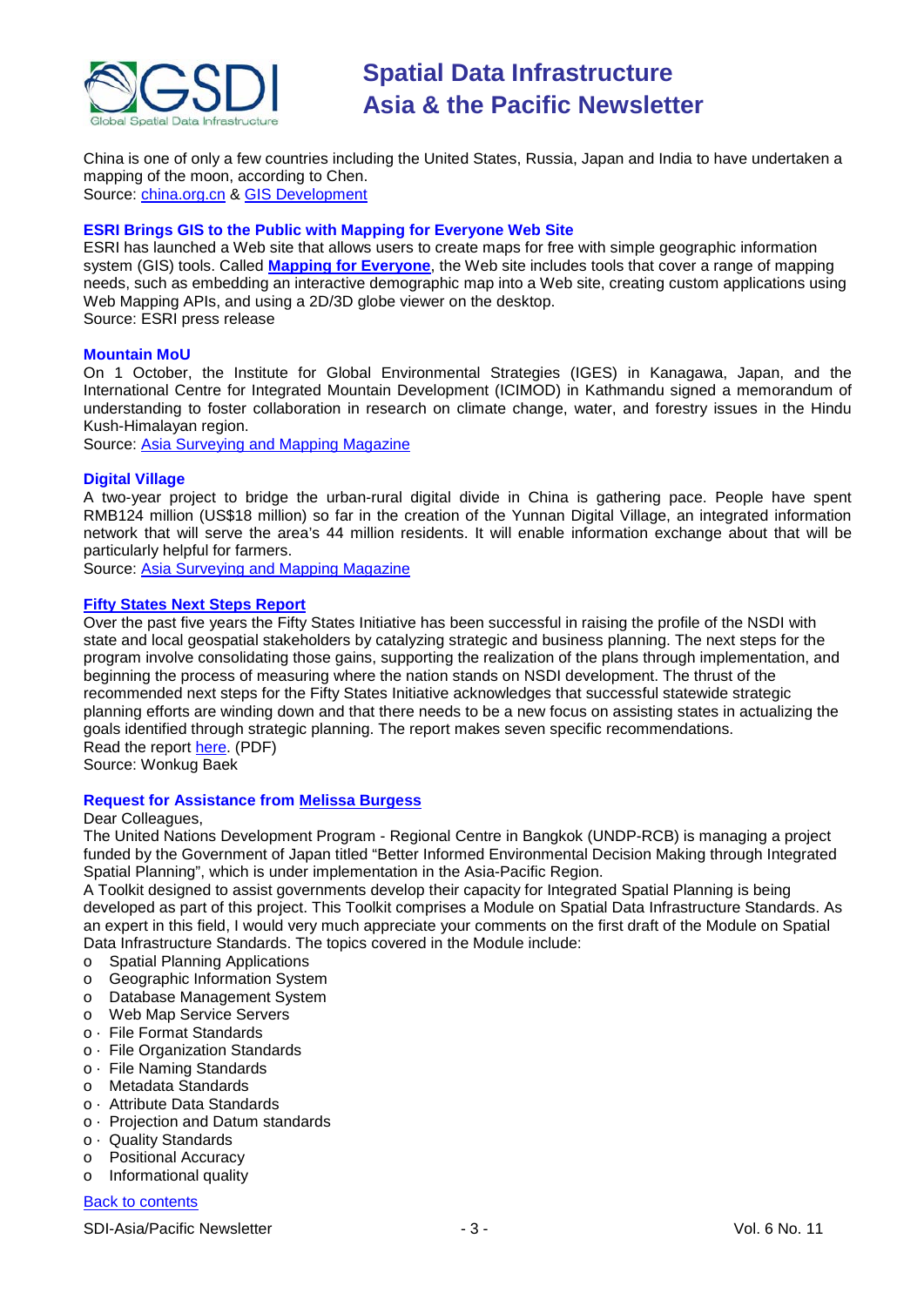China is one of only a few countries including the United States, Russia, Japan and India to have undertaken a mapping of the moon, according to Chen.
Source: china.org.cn & GIS Development

### ESRI Brings GIS to the Public with Mapping for Everyone Web Site

ESRI has launched a Web site that allows users to create maps for free with simple geographic information system (GIS) tools. Called **Mapping for Everyone**, the Web site includes tools that cover a range of mapping needs, such as embedding an interactive demographic map into a Web site, creating custom applications using Web Mapping APIs, and using a 2D/3D globe viewer on the desktop.
Source: ESRI press release

### Mountain MoU

On 1 October, the Institute for Global Environmental Strategies (IGES) in Kanagawa, Japan, and the International Centre for Integrated Mountain Development (ICIMOD) in Kathmandu signed a memorandum of understanding to foster collaboration in research on climate change, water, and forestry issues in the Hindu Kush-Himalayan region.
Source: Asia Surveying and Mapping Magazine

### Digital Village

A two-year project to bridge the urban-rural digital divide in China is gathering pace. People have spent RMB124 million (US$18 million) so far in the creation of the Yunnan Digital Village, an integrated information network that will serve the area's 44 million residents. It will enable information exchange about that will be particularly helpful for farmers.
Source: Asia Surveying and Mapping Magazine

### Fifty States Next Steps Report

Over the past five years the Fifty States Initiative has been successful in raising the profile of the NSDI with state and local geospatial stakeholders by catalyzing strategic and business planning. The next steps for the program involve consolidating those gains, supporting the realization of the plans through implementation, and beginning the process of measuring where the nation stands on NSDI development. The thrust of the recommended next steps for the Fifty States Initiative acknowledges that successful statewide strategic planning efforts are winding down and that there needs to be a new focus on assisting states in actualizing the goals identified through strategic planning. The report makes seven specific recommendations.
Read the report here. (PDF)
Source: Wonkug Baek

### Request for Assistance from Melissa Burgess

Dear Colleagues,
The United Nations Development Program - Regional Centre in Bangkok (UNDP-RCB) is managing a project funded by the Government of Japan titled "Better Informed Environmental Decision Making through Integrated Spatial Planning", which is under implementation in the Asia-Pacific Region.
A Toolkit designed to assist governments develop their capacity for Integrated Spatial Planning is being developed as part of this project. This Toolkit comprises a Module on Spatial Data Infrastructure Standards. As an expert in this field, I would very much appreciate your comments on the first draft of the Module on Spatial Data Infrastructure Standards. The topics covered in the Module include:

- Spatial Planning Applications
- Geographic Information System
- Database Management System
- Web Map Service Servers
- File Format Standards
- File Organization Standards
- File Naming Standards
- Metadata Standards
- Attribute Data Standards
- Projection and Datum standards
- Quality Standards
- Positional Accuracy
- Informational quality

Back to contents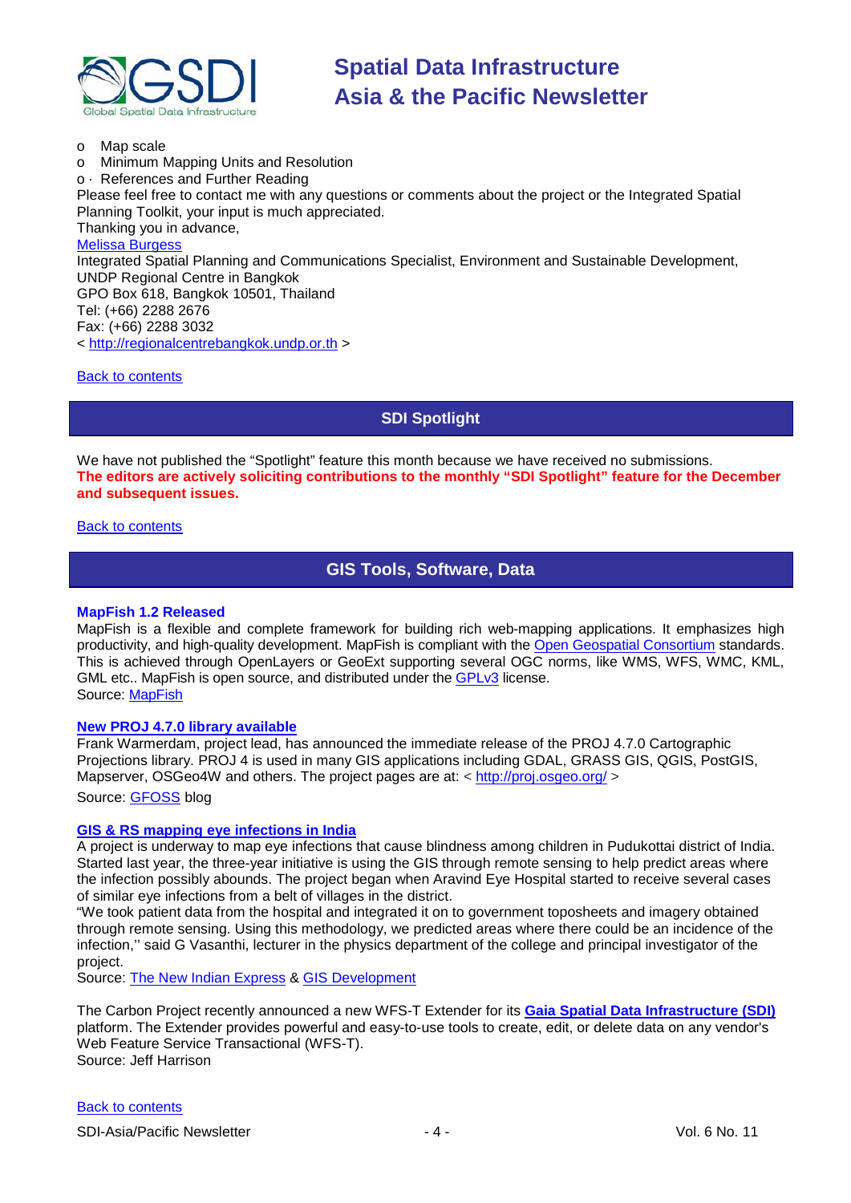- Map scale
- Minimum Mapping Units and Resolution
- References and Further Reading

Please feel free to contact me with any questions or comments about the project or the Integrated Spatial Planning Toolkit, your input is much appreciated.
Thanking you in advance,
Melissa Burgess
Integrated Spatial Planning and Communications Specialist, Environment and Sustainable Development, UNDP Regional Centre in Bangkok
GPO Box 618, Bangkok 10501, Thailand
Tel: (+66) 2288 2676
Fax: (+66) 2288 3032
< http://regionalcentrebangkok.undp.or.th >

Back to contents

## SDI Spotlight

We have not published the "Spotlight" feature this month because we have received no submissions.
**The editors are actively soliciting contributions to the monthly "SDI Spotlight" feature for the December and subsequent issues.**

Back to contents

## GIS Tools, Software, Data

### MapFish 1.2 Released

MapFish is a flexible and complete framework for building rich web-mapping applications. It emphasizes high productivity, and high-quality development. MapFish is compliant with the Open Geospatial Consortium standards. This is achieved through OpenLayers or GeoExt supporting several OGC norms, like WMS, WFS, WMC, KML, GML etc.. MapFish is open source, and distributed under the GPLv3 license.
Source: MapFish

### New PROJ 4.7.0 library available

Frank Warmerdam, project lead, has announced the immediate release of the PROJ 4.7.0 Cartographic Projections library. PROJ 4 is used in many GIS applications including GDAL, GRASS GIS, QGIS, PostGIS, Mapserver, OSGeo4W and others. The project pages are at: < http://proj.osgeo.org/ >
Source: GFOSS blog

### GIS & RS mapping eye infections in India

A project is underway to map eye infections that cause blindness among children in Pudukottai district of India. Started last year, the three-year initiative is using the GIS through remote sensing to help predict areas where the infection possibly abounds. The project began when Aravind Eye Hospital started to receive several cases of similar eye infections from a belt of villages in the district.
"We took patient data from the hospital and integrated it on to government toposheets and imagery obtained through remote sensing. Using this methodology, we predicted areas where there could be an incidence of the infection,'' said G Vasanthi, lecturer in the physics department of the college and principal investigator of the project.
Source: The New Indian Express & GIS Development

The Carbon Project recently announced a new WFS-T Extender for its **Gaia Spatial Data Infrastructure (SDI)** platform. The Extender provides powerful and easy-to-use tools to create, edit, or delete data on any vendor's Web Feature Service Transactional (WFS-T).
Source: Jeff Harrison

Back to contents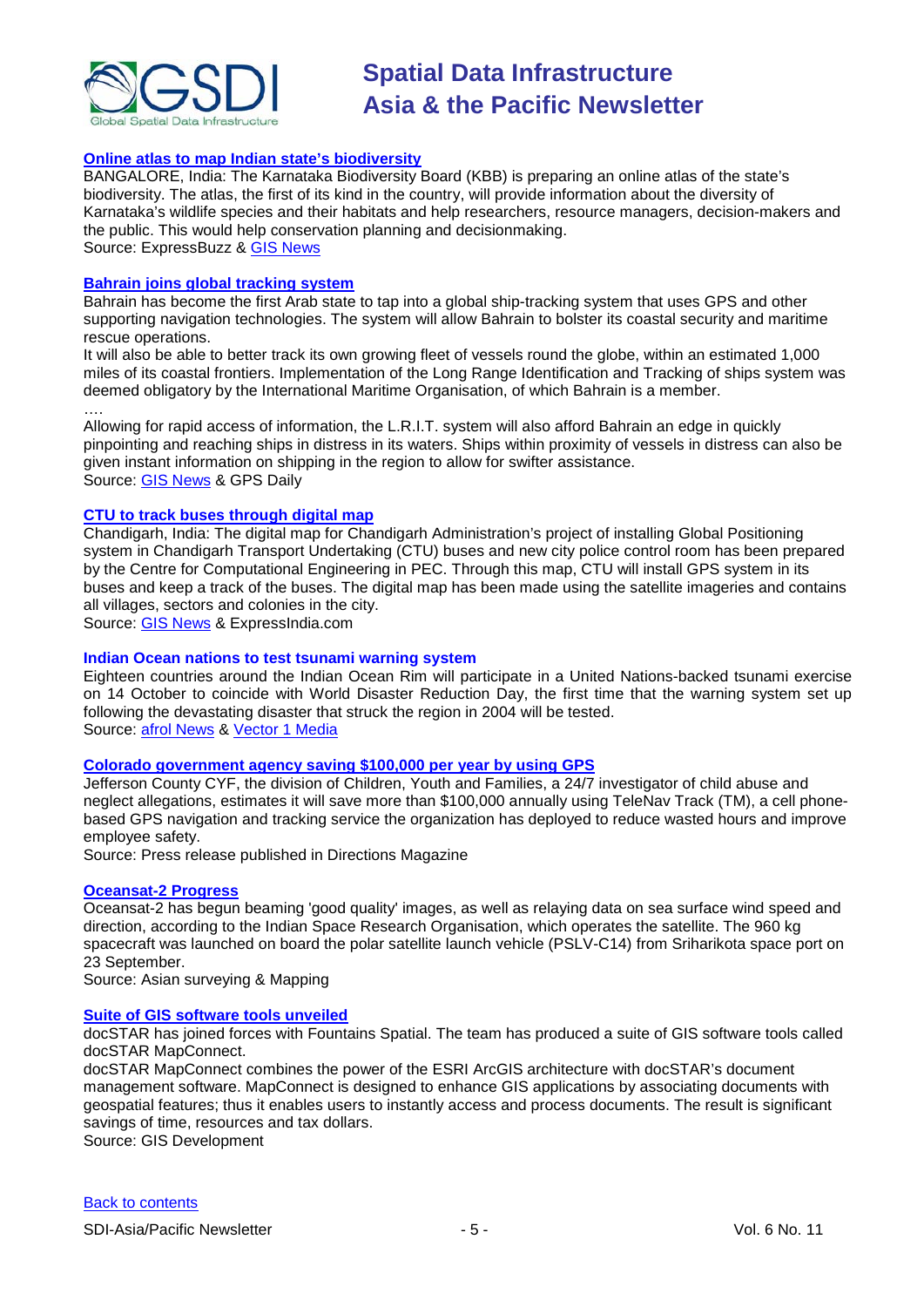### Online atlas to map Indian state's biodiversity

BANGALORE, India: The Karnataka Biodiversity Board (KBB) is preparing an online atlas of the state's biodiversity. The atlas, the first of its kind in the country, will provide information about the diversity of Karnataka's wildlife species and their habitats and help researchers, resource managers, decision-makers and the public. This would help conservation planning and decisionmaking.
Source: ExpressBuzz & GIS News

### Bahrain joins global tracking system

Bahrain has become the first Arab state to tap into a global ship-tracking system that uses GPS and other supporting navigation technologies. The system will allow Bahrain to bolster its coastal security and maritime rescue operations.

It will also be able to better track its own growing fleet of vessels round the globe, within an estimated 1,000 miles of its coastal frontiers. Implementation of the Long Range Identification and Tracking of ships system was deemed obligatory by the International Maritime Organisation, of which Bahrain is a member.

….

Allowing for rapid access of information, the L.R.I.T. system will also afford Bahrain an edge in quickly pinpointing and reaching ships in distress in its waters. Ships within proximity of vessels in distress can also be given instant information on shipping in the region to allow for swifter assistance.
Source: GIS News & GPS Daily

### CTU to track buses through digital map

Chandigarh, India: The digital map for Chandigarh Administration's project of installing Global Positioning system in Chandigarh Transport Undertaking (CTU) buses and new city police control room has been prepared by the Centre for Computational Engineering in PEC. Through this map, CTU will install GPS system in its buses and keep a track of the buses. The digital map has been made using the satellite imageries and contains all villages, sectors and colonies in the city.
Source: GIS News & ExpressIndia.com

### Indian Ocean nations to test tsunami warning system

Eighteen countries around the Indian Ocean Rim will participate in a United Nations-backed tsunami exercise on 14 October to coincide with World Disaster Reduction Day, the first time that the warning system set up following the devastating disaster that struck the region in 2004 will be tested.
Source: afrol News & Vector 1 Media

### Colorado government agency saving $100,000 per year by using GPS

Jefferson County CYF, the division of Children, Youth and Families, a 24/7 investigator of child abuse and neglect allegations, estimates it will save more than $100,000 annually using TeleNav Track (TM), a cell phone-based GPS navigation and tracking service the organization has deployed to reduce wasted hours and improve employee safety.
Source: Press release published in Directions Magazine

### Oceansat-2 Progress

Oceansat-2 has begun beaming 'good quality' images, as well as relaying data on sea surface wind speed and direction, according to the Indian Space Research Organisation, which operates the satellite. The 960 kg spacecraft was launched on board the polar satellite launch vehicle (PSLV-C14) from Sriharikota space port on 23 September.
Source: Asian surveying & Mapping

### Suite of GIS software tools unveiled

docSTAR has joined forces with Fountains Spatial. The team has produced a suite of GIS software tools called docSTAR MapConnect.

docSTAR MapConnect combines the power of the ESRI ArcGIS architecture with docSTAR's document management software. MapConnect is designed to enhance GIS applications by associating documents with geospatial features; thus it enables users to instantly access and process documents. The result is significant savings of time, resources and tax dollars.
Source: GIS Development

Back to contents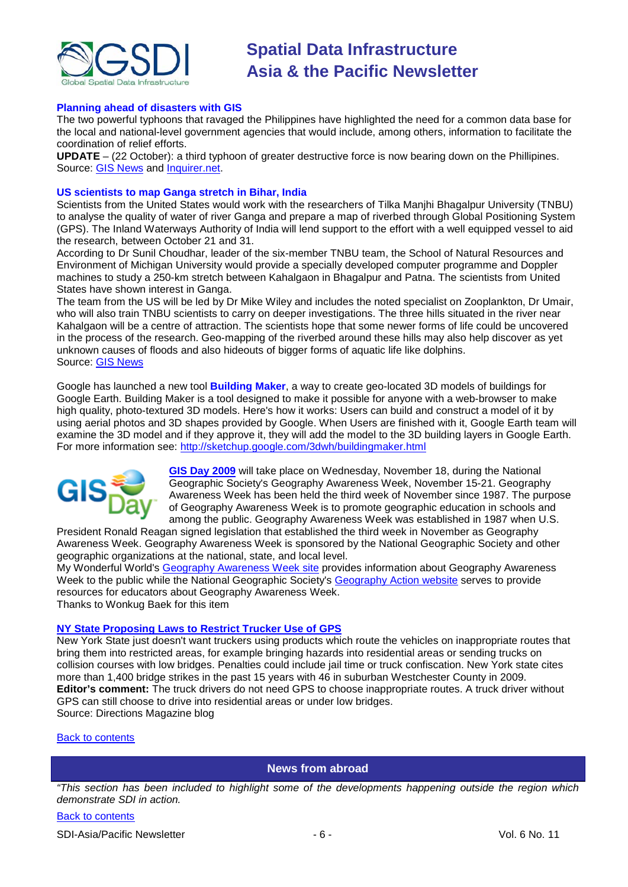### Planning ahead of disasters with GIS

The two powerful typhoons that ravaged the Philippines have highlighted the need for a common data base for the local and national-level government agencies that would include, among others, information to facilitate the coordination of relief efforts.

**UPDATE** – (22 October): a third typhoon of greater destructive force is now bearing down on the Phillipines.
Source: GIS News and Inquirer.net.

### US scientists to map Ganga stretch in Bihar, India

Scientists from the United States would work with the researchers of Tilka Manjhi Bhagalpur University (TNBU) to analyse the quality of water of river Ganga and prepare a map of riverbed through Global Positioning System (GPS). The Inland Waterways Authority of India will lend support to the effort with a well equipped vessel to aid the research, between October 21 and 31.

According to Dr Sunil Choudhar, leader of the six-member TNBU team, the School of Natural Resources and Environment of Michigan University would provide a specially developed computer programme and Doppler machines to study a 250-km stretch between Kahalgaon in Bhagalpur and Patna. The scientists from United States have shown interest in Ganga.

The team from the US will be led by Dr Mike Wiley and includes the noted specialist on Zooplankton, Dr Umair, who will also train TNBU scientists to carry on deeper investigations. The three hills situated in the river near Kahalgaon will be a centre of attraction. The scientists hope that some newer forms of life could be uncovered in the process of the research. Geo-mapping of the riverbed around these hills may also help discover as yet unknown causes of floods and also hideouts of bigger forms of aquatic life like dolphins.
Source: GIS News

Google has launched a new tool **Building Maker**, a way to create geo-located 3D models of buildings for Google Earth. Building Maker is a tool designed to make it possible for anyone with a web-browser to make high quality, photo-textured 3D models. Here's how it works: Users can build and construct a model of it by using aerial photos and 3D shapes provided by Google. When Users are finished with it, Google Earth team will examine the 3D model and if they approve it, they will add the model to the 3D building layers in Google Earth. For more information see: http://sketchup.google.com/3dwh/buildingmaker.html

**GIS Day 2009** will take place on Wednesday, November 18, during the National Geographic Society's Geography Awareness Week, November 15-21. Geography Awareness Week has been held the third week of November since 1987. The purpose of Geography Awareness Week is to promote geographic education in schools and among the public. Geography Awareness Week was established in 1987 when U.S. President Ronald Reagan signed legislation that established the third week in November as Geography Awareness Week. Geography Awareness Week is sponsored by the National Geographic Society and other geographic organizations at the national, state, and local level.

My Wonderful World's Geography Awareness Week site provides information about Geography Awareness Week to the public while the National Geographic Society's Geography Action website serves to provide resources for educators about Geography Awareness Week.

Thanks to Wonkug Baek for this item

### NY State Proposing Laws to Restrict Trucker Use of GPS

New York State just doesn't want truckers using products which route the vehicles on inappropriate routes that bring them into restricted areas, for example bringing hazards into residential areas or sending trucks on collision courses with low bridges. Penalties could include jail time or truck confiscation. New York state cites more than 1,400 bridge strikes in the past 15 years with 46 in suburban Westchester County in 2009.

**Editor's comment:** The truck drivers do not need GPS to choose inappropriate routes. A truck driver without GPS can still choose to drive into residential areas or under low bridges.

Source: Directions Magazine blog

Back to contents

## News from abroad

*"This section has been included to highlight some of the developments happening outside the region which demonstrate SDI in action.*

Back to contents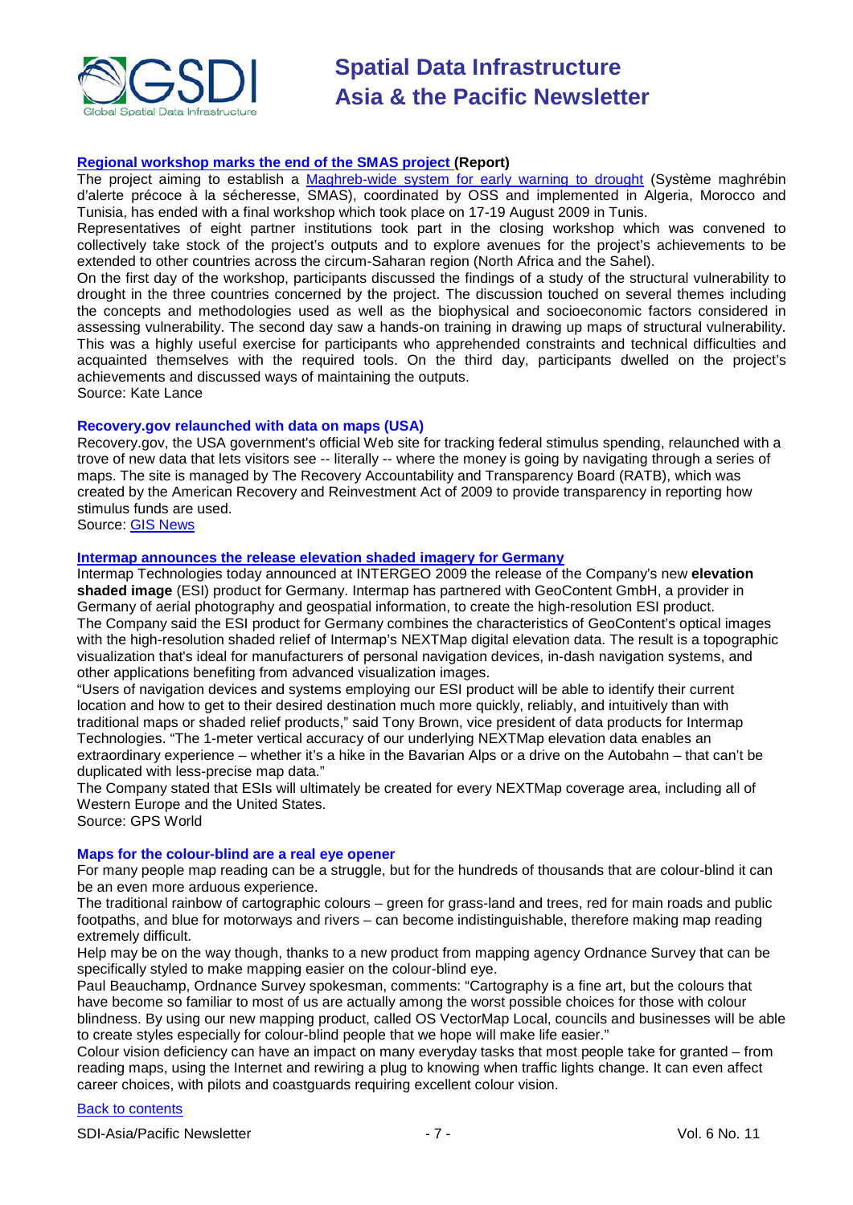### Regional workshop marks the end of the SMAS project (Report)

The project aiming to establish a Maghreb-wide system for early warning to drought (Système maghrébin d'alerte précoce à la sécheresse, SMAS), coordinated by OSS and implemented in Algeria, Morocco and Tunisia, has ended with a final workshop which took place on 17-19 August 2009 in Tunis.

Representatives of eight partner institutions took part in the closing workshop which was convened to collectively take stock of the project's outputs and to explore avenues for the project's achievements to be extended to other countries across the circum-Saharan region (North Africa and the Sahel).

On the first day of the workshop, participants discussed the findings of a study of the structural vulnerability to drought in the three countries concerned by the project. The discussion touched on several themes including the concepts and methodologies used as well as the biophysical and socioeconomic factors considered in assessing vulnerability. The second day saw a hands-on training in drawing up maps of structural vulnerability. This was a highly useful exercise for participants who apprehended constraints and technical difficulties and acquainted themselves with the required tools. On the third day, participants dwelled on the project's achievements and discussed ways of maintaining the outputs.

Source: Kate Lance

### Recovery.gov relaunched with data on maps (USA)

Recovery.gov, the USA government's official Web site for tracking federal stimulus spending, relaunched with a trove of new data that lets visitors see -- literally -- where the money is going by navigating through a series of maps. The site is managed by The Recovery Accountability and Transparency Board (RATB), which was created by the American Recovery and Reinvestment Act of 2009 to provide transparency in reporting how stimulus funds are used.

Source: GIS News

### Intermap announces the release elevation shaded imagery for Germany

Intermap Technologies today announced at INTERGEO 2009 the release of the Company's new **elevation shaded image** (ESI) product for Germany. Intermap has partnered with GeoContent GmbH, a provider in Germany of aerial photography and geospatial information, to create the high-resolution ESI product.

The Company said the ESI product for Germany combines the characteristics of GeoContent's optical images with the high-resolution shaded relief of Intermap's NEXTMap digital elevation data. The result is a topographic visualization that's ideal for manufacturers of personal navigation devices, in-dash navigation systems, and other applications benefiting from advanced visualization images.

"Users of navigation devices and systems employing our ESI product will be able to identify their current location and how to get to their desired destination much more quickly, reliably, and intuitively than with traditional maps or shaded relief products," said Tony Brown, vice president of data products for Intermap Technologies. "The 1-meter vertical accuracy of our underlying NEXTMap elevation data enables an extraordinary experience – whether it's a hike in the Bavarian Alps or a drive on the Autobahn – that can't be duplicated with less-precise map data."

The Company stated that ESIs will ultimately be created for every NEXTMap coverage area, including all of Western Europe and the United States.

Source: GPS World

### Maps for the colour-blind are a real eye opener

For many people map reading can be a struggle, but for the hundreds of thousands that are colour-blind it can be an even more arduous experience.

The traditional rainbow of cartographic colours – green for grass-land and trees, red for main roads and public footpaths, and blue for motorways and rivers – can become indistinguishable, therefore making map reading extremely difficult.

Help may be on the way though, thanks to a new product from mapping agency Ordnance Survey that can be specifically styled to make mapping easier on the colour-blind eye.

Paul Beauchamp, Ordnance Survey spokesman, comments: "Cartography is a fine art, but the colours that have become so familiar to most of us are actually among the worst possible choices for those with colour blindness. By using our new mapping product, called OS VectorMap Local, councils and businesses will be able to create styles especially for colour-blind people that we hope will make life easier."

Colour vision deficiency can have an impact on many everyday tasks that most people take for granted – from reading maps, using the Internet and rewiring a plug to knowing when traffic lights change. It can even affect career choices, with pilots and coastguards requiring excellent colour vision.

Back to contents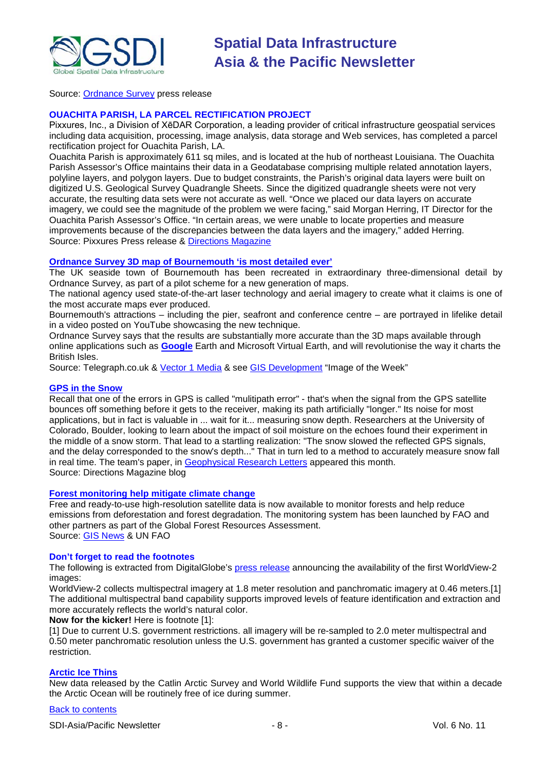Source: Ordnance Survey press release

### OUACHITA PARISH, LA PARCEL RECTIFICATION PROJECT

Pixxures, Inc., a Division of XēDAR Corporation, a leading provider of critical infrastructure geospatial services including data acquisition, processing, image analysis, data storage and Web services, has completed a parcel rectification project for Ouachita Parish, LA.

Ouachita Parish is approximately 611 sq miles, and is located at the hub of northeast Louisiana. The Ouachita Parish Assessor's Office maintains their data in a Geodatabase comprising multiple related annotation layers, polyline layers, and polygon layers. Due to budget constraints, the Parish's original data layers were built on digitized U.S. Geological Survey Quadrangle Sheets. Since the digitized quadrangle sheets were not very accurate, the resulting data sets were not accurate as well. "Once we placed our data layers on accurate imagery, we could see the magnitude of the problem we were facing," said Morgan Herring, IT Director for the Ouachita Parish Assessor's Office. "In certain areas, we were unable to locate properties and measure improvements because of the discrepancies between the data layers and the imagery," added Herring.

Source: Pixxures Press release & Directions Magazine

### Ordnance Survey 3D map of Bournemouth 'is most detailed ever'

The UK seaside town of Bournemouth has been recreated in extraordinary three-dimensional detail by Ordnance Survey, as part of a pilot scheme for a new generation of maps.

The national agency used state-of-the-art laser technology and aerial imagery to create what it claims is one of the most accurate maps ever produced.

Bournemouth's attractions – including the pier, seafront and conference centre – are portrayed in lifelike detail in a video posted on YouTube showcasing the new technique.

Ordnance Survey says that the results are substantially more accurate than the 3D maps available through online applications such as **Google** Earth and Microsoft Virtual Earth, and will revolutionise the way it charts the British Isles.

Source: Telegraph.co.uk & Vector 1 Media & see GIS Development "Image of the Week"

### GPS in the Snow

Recall that one of the errors in GPS is called "mulitipath error" - that's when the signal from the GPS satellite bounces off something before it gets to the receiver, making its path artificially "longer." Its noise for most applications, but in fact is valuable in ... wait for it... measuring snow depth. Researchers at the University of Colorado, Boulder, looking to learn about the impact of soil moisture on the echoes found their experiment in the middle of a snow storm. That lead to a startling realization: "The snow slowed the reflected GPS signals, and the delay corresponded to the snow's depth..." That in turn led to a method to accurately measure snow fall in real time. The team's paper, in Geophysical Research Letters appeared this month.

Source: Directions Magazine blog

### Forest monitoring help mitigate climate change

Free and ready-to-use high-resolution satellite data is now available to monitor forests and help reduce emissions from deforestation and forest degradation. The monitoring system has been launched by FAO and other partners as part of the Global Forest Resources Assessment.

Source: GIS News & UN FAO

### Don't forget to read the footnotes

The following is extracted from DigitalGlobe's press release announcing the availability of the first WorldView-2 images:

WorldView-2 collects multispectral imagery at 1.8 meter resolution and panchromatic imagery at 0.46 meters.[1] The additional multispectral band capability supports improved levels of feature identification and extraction and more accurately reflects the world's natural color.

**Now for the kicker!** Here is footnote [1]:

[1] Due to current U.S. government restrictions. all imagery will be re-sampled to 2.0 meter multispectral and 0.50 meter panchromatic resolution unless the U.S. government has granted a customer specific waiver of the restriction.

### Arctic Ice Thins

New data released by the Catlin Arctic Survey and World Wildlife Fund supports the view that within a decade the Arctic Ocean will be routinely free of ice during summer.

Back to contents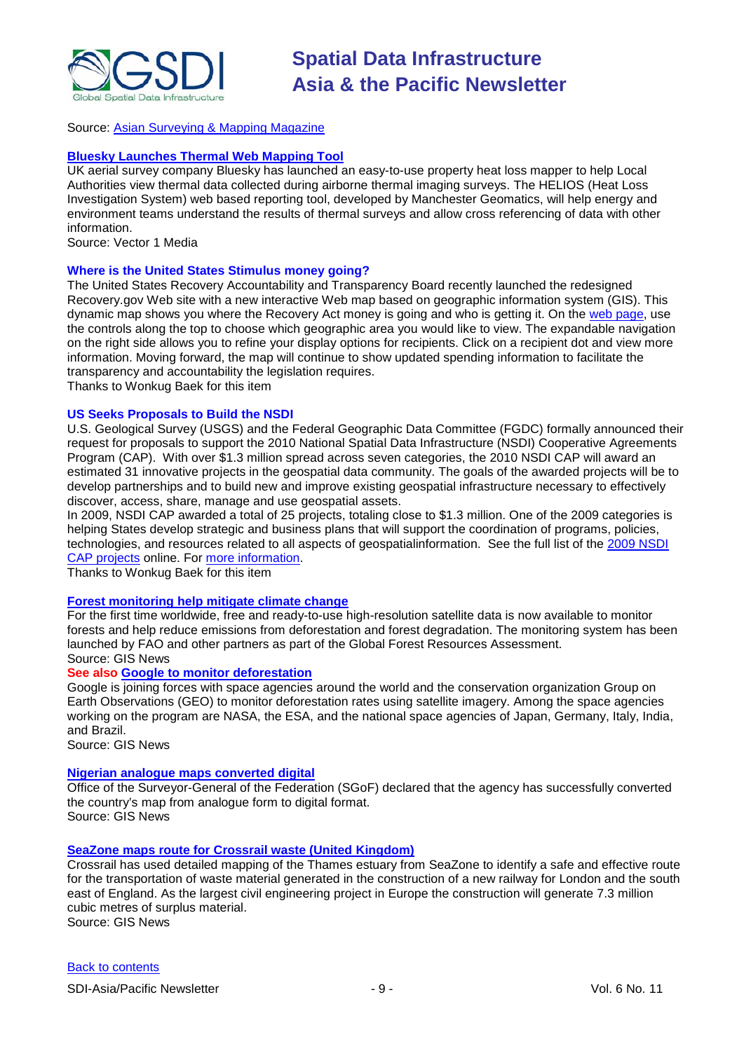Source: Asian Surveying & Mapping Magazine

### Bluesky Launches Thermal Web Mapping Tool

UK aerial survey company Bluesky has launched an easy-to-use property heat loss mapper to help Local Authorities view thermal data collected during airborne thermal imaging surveys. The HELIOS (Heat Loss Investigation System) web based reporting tool, developed by Manchester Geomatics, will help energy and environment teams understand the results of thermal surveys and allow cross referencing of data with other information.

Source: Vector 1 Media

### Where is the United States Stimulus money going?

The United States Recovery Accountability and Transparency Board recently launched the redesigned Recovery.gov Web site with a new interactive Web map based on geographic information system (GIS). This dynamic map shows you where the Recovery Act money is going and who is getting it. On the web page, use the controls along the top to choose which geographic area you would like to view. The expandable navigation on the right side allows you to refine your display options for recipients. Click on a recipient dot and view more information. Moving forward, the map will continue to show updated spending information to facilitate the transparency and accountability the legislation requires.

Thanks to Wonkug Baek for this item

### US Seeks Proposals to Build the NSDI

U.S. Geological Survey (USGS) and the Federal Geographic Data Committee (FGDC) formally announced their request for proposals to support the 2010 National Spatial Data Infrastructure (NSDI) Cooperative Agreements Program (CAP). With over $1.3 million spread across seven categories, the 2010 NSDI CAP will award an estimated 31 innovative projects in the geospatial data community. The goals of the awarded projects will be to develop partnerships and to build new and improve existing geospatial infrastructure necessary to effectively discover, access, share, manage and use geospatial assets.

In 2009, NSDI CAP awarded a total of 25 projects, totaling close to $1.3 million. One of the 2009 categories is helping States develop strategic and business plans that will support the coordination of programs, policies, technologies, and resources related to all aspects of geospatialinformation. See the full list of the 2009 NSDI CAP projects online. For more information.

Thanks to Wonkug Baek for this item

### Forest monitoring help mitigate climate change

For the first time worldwide, free and ready-to-use high-resolution satellite data is now available to monitor forests and help reduce emissions from deforestation and forest degradation. The monitoring system has been launched by FAO and other partners as part of the Global Forest Resources Assessment.

Source: GIS News

**See also Google to monitor deforestation**

Google is joining forces with space agencies around the world and the conservation organization Group on Earth Observations (GEO) to monitor deforestation rates using satellite imagery. Among the space agencies working on the program are NASA, the ESA, and the national space agencies of Japan, Germany, Italy, India, and Brazil.

Source: GIS News

### Nigerian analogue maps converted digital

Office of the Surveyor-General of the Federation (SGoF) declared that the agency has successfully converted the country's map from analogue form to digital format.

Source: GIS News

### SeaZone maps route for Crossrail waste (United Kingdom)

Crossrail has used detailed mapping of the Thames estuary from SeaZone to identify a safe and effective route for the transportation of waste material generated in the construction of a new railway for London and the south east of England. As the largest civil engineering project in Europe the construction will generate 7.3 million cubic metres of surplus material.

Source: GIS News

Back to contents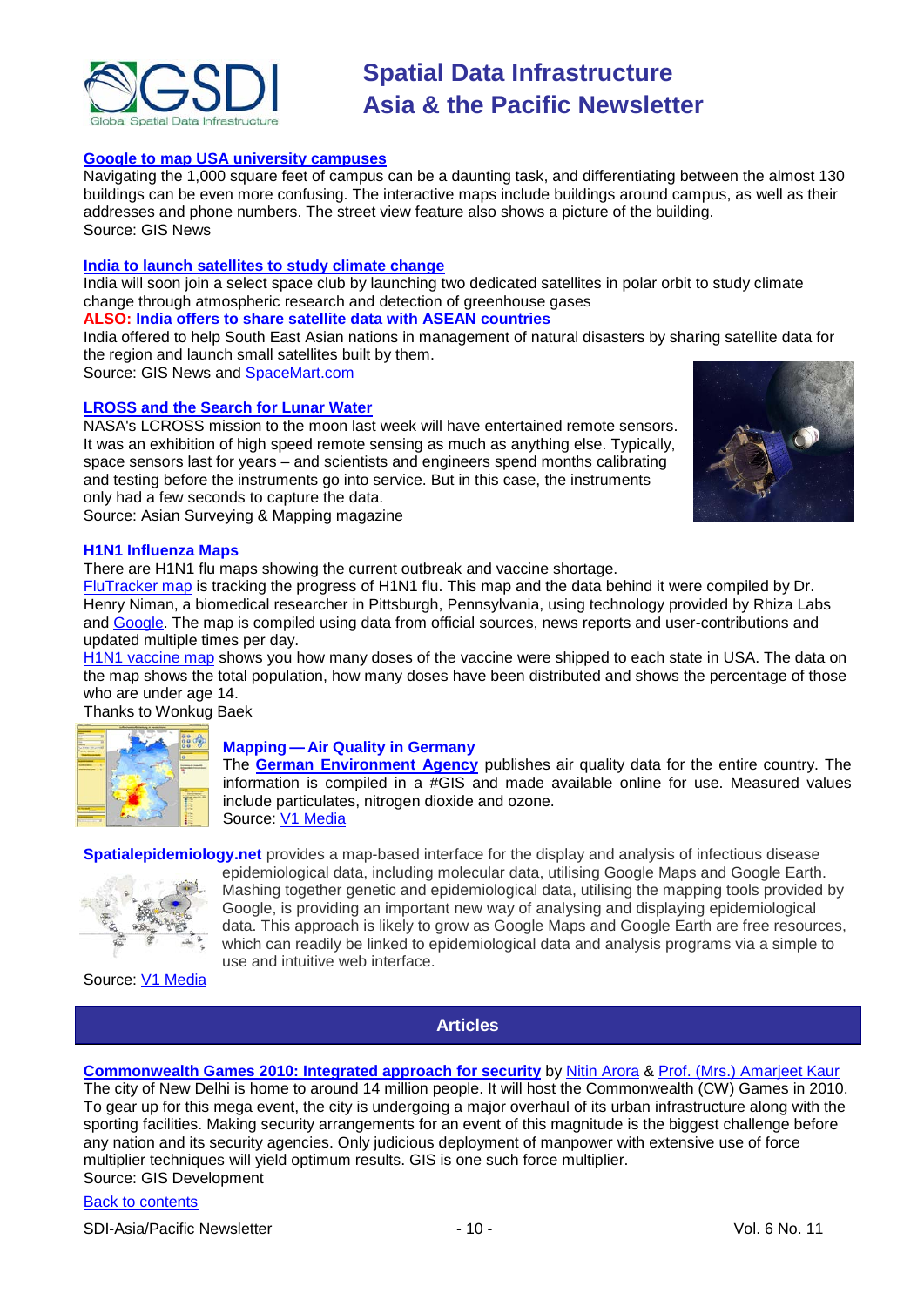**Google to map USA university campuses**
Navigating the 1,000 square feet of campus can be a daunting task, and differentiating between the almost 130 buildings can be even more confusing. The interactive maps include buildings around campus, as well as their addresses and phone numbers. The street view feature also shows a picture of the building.
Source: GIS News

**India to launch satellites to study climate change**
India will soon join a select space club by launching two dedicated satellites in polar orbit to study climate change through atmospheric research and detection of greenhouse gases
**ALSO: India offers to share satellite data with ASEAN countries**
India offered to help South East Asian nations in management of natural disasters by sharing satellite data for the region and launch small satellites built by them.
Source: GIS News and SpaceMart.com

**LROSS and the Search for Lunar Water**
NASA's LCROSS mission to the moon last week will have entertained remote sensors. It was an exhibition of high speed remote sensing as much as anything else. Typically, space sensors last for years – and scientists and engineers spend months calibrating and testing before the instruments go into service. But in this case, the instruments only had a few seconds to capture the data.
Source: Asian Surveying & Mapping magazine

**H1N1 Influenza Maps**
There are H1N1 flu maps showing the current outbreak and vaccine shortage.
FluTracker map is tracking the progress of H1N1 flu. This map and the data behind it were compiled by Dr. Henry Niman, a biomedical researcher in Pittsburgh, Pennsylvania, using technology provided by Rhiza Labs and Google. The map is compiled using data from official sources, news reports and user-contributions and updated multiple times per day.
H1N1 vaccine map shows you how many doses of the vaccine were shipped to each state in USA. The data on the map shows the total population, how many doses have been distributed and shows the percentage of those who are under age 14.
Thanks to Wonkug Baek

**Mapping — Air Quality in Germany**
The **German Environment Agency** publishes air quality data for the entire country. The information is compiled in a #GIS and made available online for use. Measured values include particulates, nitrogen dioxide and ozone.
Source: V1 Media

**Spatialepidemiology.net** provides a map-based interface for the display and analysis of infectious disease epidemiological data, including molecular data, utilising Google Maps and Google Earth. Mashing together genetic and epidemiological data, utilising the mapping tools provided by Google, is providing an important new way of analysing and displaying epidemiological data. This approach is likely to grow as Google Maps and Google Earth are free resources, which can readily be linked to epidemiological data and analysis programs via a simple to use and intuitive web interface.
Source: V1 Media

## Articles

**Commonwealth Games 2010: Integrated approach for security** by Nitin Arora & Prof. (Mrs.) Amarjeet Kaur
The city of New Delhi is home to around 14 million people. It will host the Commonwealth (CW) Games in 2010. To gear up for this mega event, the city is undergoing a major overhaul of its urban infrastructure along with the sporting facilities. Making security arrangements for an event of this magnitude is the biggest challenge before any nation and its security agencies. Only judicious deployment of manpower with extensive use of force multiplier techniques will yield optimum results. GIS is one such force multiplier.
Source: GIS Development

Back to contents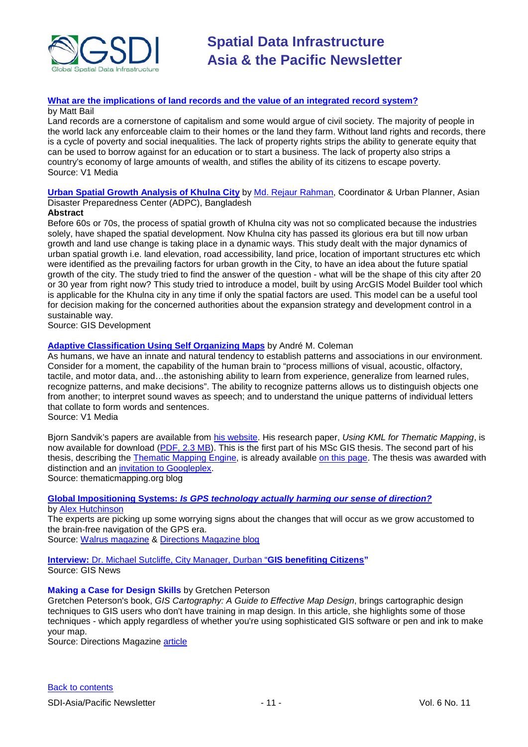**What are the implications of land records and the value of an integrated record system?**
by Matt Bail
Land records are a cornerstone of capitalism and some would argue of civil society. The majority of people in the world lack any enforceable claim to their homes or the land they farm. Without land rights and records, there is a cycle of poverty and social inequalities. The lack of property rights strips the ability to generate equity that can be used to borrow against for an education or to start a business. The lack of property also strips a country's economy of large amounts of wealth, and stifles the ability of its citizens to escape poverty.
Source: V1 Media

**Urban Spatial Growth Analysis of Khulna City** by Md. Rejaur Rahman, Coordinator & Urban Planner, Asian Disaster Preparedness Center (ADPC), Bangladesh
**Abstract**
Before 60s or 70s, the process of spatial growth of Khulna city was not so complicated because the industries solely, have shaped the spatial development. Now Khulna city has passed its glorious era but till now urban growth and land use change is taking place in a dynamic ways. This study dealt with the major dynamics of urban spatial growth i.e. land elevation, road accessibility, land price, location of important structures etc which were identified as the prevailing factors for urban growth in the City, to have an idea about the future spatial growth of the city. The study tried to find the answer of the question - what will be the shape of this city after 20 or 30 year from right now? This study tried to introduce a model, built by using ArcGIS Model Builder tool which is applicable for the Khulna city in any time if only the spatial factors are used. This model can be a useful tool for decision making for the concerned authorities about the expansion strategy and development control in a sustainable way.
Source: GIS Development

**Adaptive Classification Using Self Organizing Maps** by André M. Coleman
As humans, we have an innate and natural tendency to establish patterns and associations in our environment. Consider for a moment, the capability of the human brain to "process millions of visual, acoustic, olfactory, tactile, and motor data, and…the astonishing ability to learn from experience, generalize from learned rules, recognize patterns, and make decisions". The ability to recognize patterns allows us to distinguish objects one from another; to interpret sound waves as speech; and to understand the unique patterns of individual letters that collate to form words and sentences.
Source: V1 Media

Bjorn Sandvik's papers are available from his website. His research paper, *Using KML for Thematic Mapping*, is now available for download (PDF, 2.3 MB). This is the first part of his MSc GIS thesis. The second part of his thesis, describing the Thematic Mapping Engine, is already available on this page. The thesis was awarded with distinction and an invitation to Googleplex.
Source: thematicmapping.org blog

**Global Impositioning Systems: *Is GPS technology actually harming our sense of direction?***
by Alex Hutchinson
The experts are picking up some worrying signs about the changes that will occur as we grow accustomed to the brain-free navigation of the GPS era.
Source: Walrus magazine & Directions Magazine blog

**Interview:** Dr. Michael Sutcliffe, City Manager, Durban "**GIS benefiting Citizens"**
Source: GIS News

**Making a Case for Design Skills** by Gretchen Peterson
Gretchen Peterson's book, *GIS Cartography: A Guide to Effective Map Design*, brings cartographic design techniques to GIS users who don't have training in map design. In this article, she highlights some of those techniques - which apply regardless of whether you're using sophisticated GIS software or pen and ink to make your map.
Source: Directions Magazine article

Back to contents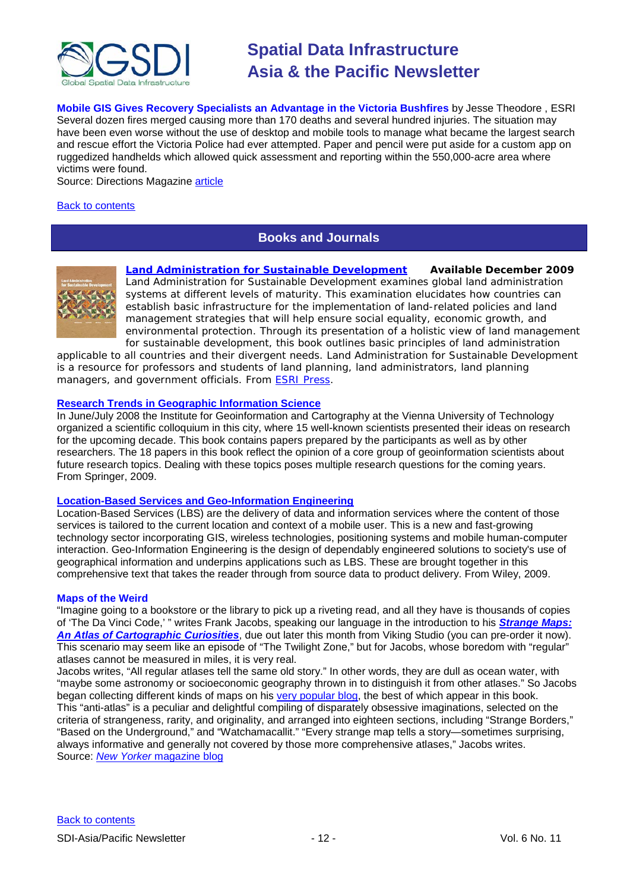**Mobile GIS Gives Recovery Specialists an Advantage in the Victoria Bushfires** by Jesse Theodore , ESRI
Several dozen fires merged causing more than 170 deaths and several hundred injuries. The situation may have been even worse without the use of desktop and mobile tools to manage what became the largest search and rescue effort the Victoria Police had ever attempted. Paper and pencil were put aside for a custom app on ruggedized handhelds which allowed quick assessment and reporting within the 550,000-acre area where victims were found.
Source: Directions Magazine article

Back to contents

## Books and Journals

**Land Administration for Sustainable Development** **Available December 2009**
Land Administration for Sustainable Development examines global land administration systems at different levels of maturity. This examination elucidates how countries can establish basic infrastructure for the implementation of land-related policies and land management strategies that will help ensure social equality, economic growth, and environmental protection. Through its presentation of a holistic view of land management for sustainable development, this book outlines basic principles of land administration applicable to all countries and their divergent needs. Land Administration for Sustainable Development is a resource for professors and students of land planning, land administrators, land planning managers, and government officials. From ESRI Press.

**Research Trends in Geographic Information Science**
In June/July 2008 the Institute for Geoinformation and Cartography at the Vienna University of Technology organized a scientific colloquium in this city, where 15 well-known scientists presented their ideas on research for the upcoming decade. This book contains papers prepared by the participants as well as by other researchers. The 18 papers in this book reflect the opinion of a core group of geoinformation scientists about future research topics. Dealing with these topics poses multiple research questions for the coming years. From Springer, 2009.

**Location-Based Services and Geo-Information Engineering**
Location-Based Services (LBS) are the delivery of data and information services where the content of those services is tailored to the current location and context of a mobile user. This is a new and fast-growing technology sector incorporating GIS, wireless technologies, positioning systems and mobile human-computer interaction. Geo-Information Engineering is the design of dependably engineered solutions to society's use of geographical information and underpins applications such as LBS. These are brought together in this comprehensive text that takes the reader through from source data to product delivery. From Wiley, 2009.

**Maps of the Weird**
"Imagine going to a bookstore or the library to pick up a riveting read, and all they have is thousands of copies of 'The Da Vinci Code,' " writes Frank Jacobs, speaking our language in the introduction to his ***Strange Maps: An Atlas of Cartographic Curiosities***, due out later this month from Viking Studio (you can pre-order it now). This scenario may seem like an episode of "The Twilight Zone," but for Jacobs, whose boredom with "regular" atlases cannot be measured in miles, it is very real.
Jacobs writes, "All regular atlases tell the same old story." In other words, they are dull as ocean water, with "maybe some astronomy or socioeconomic geography thrown in to distinguish it from other atlases." So Jacobs began collecting different kinds of maps on his very popular blog, the best of which appear in this book.
This "anti-atlas" is a peculiar and delightful compiling of disparately obsessive imaginations, selected on the criteria of strangeness, rarity, and originality, and arranged into eighteen sections, including "Strange Borders," "Based on the Underground," and "Watchamacallit." "Every strange map tells a story—sometimes surprising, always informative and generally not covered by those more comprehensive atlases," Jacobs writes.
Source: *New Yorker* magazine blog

Back to contents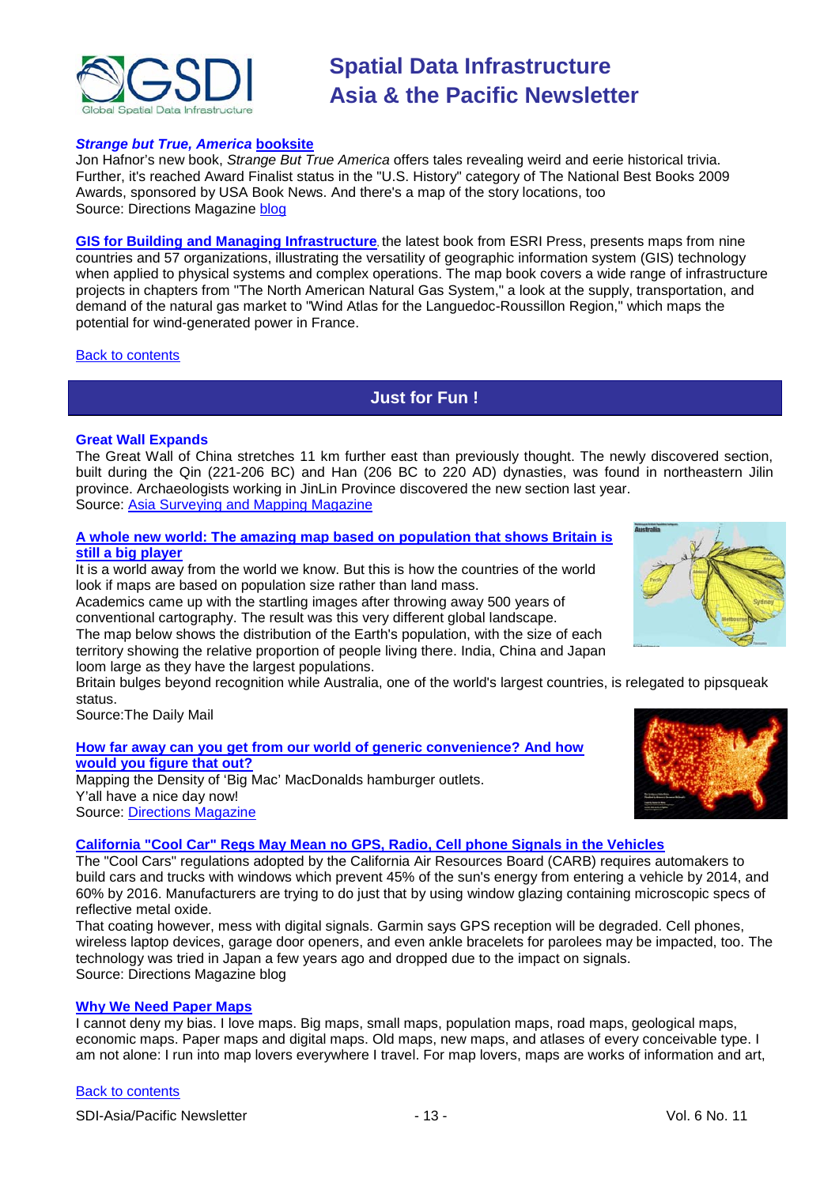***Strange but True, America*** **booksite**

Jon Hafnor's new book, *Strange But True America* offers tales revealing weird and eerie historical trivia. Further, it's reached Award Finalist status in the "U.S. History" category of The National Best Books 2009 Awards, sponsored by USA Book News. And there's a map of the story locations, too

Source: Directions Magazine blog

**GIS for Building and Managing Infrastructure**, the latest book from ESRI Press, presents maps from nine countries and 57 organizations, illustrating the versatility of geographic information system (GIS) technology when applied to physical systems and complex operations. The map book covers a wide range of infrastructure projects in chapters from "The North American Natural Gas System," a look at the supply, transportation, and demand of the natural gas market to "Wind Atlas for the Languedoc-Roussillon Region," which maps the potential for wind-generated power in France.

Back to contents

## Just for Fun !

### Great Wall Expands

The Great Wall of China stretches 11 km further east than previously thought. The newly discovered section, built during the Qin (221-206 BC) and Han (206 BC to 220 AD) dynasties, was found in northeastern Jilin province. Archaeologists working in JinLin Province discovered the new section last year.

Source: Asia Surveying and Mapping Magazine

### A whole new world: The amazing map based on population that shows Britain is still a big player

It is a world away from the world we know. But this is how the countries of the world look if maps are based on population size rather than land mass.

Academics came up with the startling images after throwing away 500 years of conventional cartography. The result was this very different global landscape.

The map below shows the distribution of the Earth's population, with the size of each territory showing the relative proportion of people living there. India, China and Japan loom large as they have the largest populations.

Britain bulges beyond recognition while Australia, one of the world's largest countries, is relegated to pipsqueak status.

Source:The Daily Mail

### How far away can you get from our world of generic convenience? And how would you figure that out?

Mapping the Density of 'Big Mac' MacDonalds hamburger outlets.

Y'all have a nice day now!

Source: Directions Magazine

### California "Cool Car" Regs May Mean no GPS, Radio, Cell phone Signals in the Vehicles

The "Cool Cars" regulations adopted by the California Air Resources Board (CARB) requires automakers to build cars and trucks with windows which prevent 45% of the sun's energy from entering a vehicle by 2014, and 60% by 2016. Manufacturers are trying to do just that by using window glazing containing microscopic specs of reflective metal oxide.

That coating however, mess with digital signals. Garmin says GPS reception will be degraded. Cell phones, wireless laptop devices, garage door openers, and even ankle bracelets for parolees may be impacted, too. The technology was tried in Japan a few years ago and dropped due to the impact on signals.

Source: Directions Magazine blog

### Why We Need Paper Maps

I cannot deny my bias. I love maps. Big maps, small maps, population maps, road maps, geological maps, economic maps. Paper maps and digital maps. Old maps, new maps, and atlases of every conceivable type. I am not alone: I run into map lovers everywhere I travel. For map lovers, maps are works of information and art,

Back to contents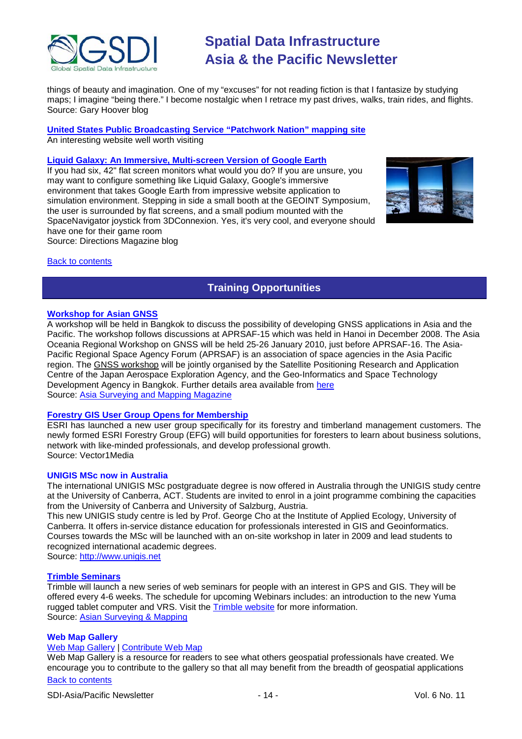things of beauty and imagination. One of my "excuses" for not reading fiction is that I fantasize by studying maps; I imagine "being there." I become nostalgic when I retrace my past drives, walks, train rides, and flights.
Source: Gary Hoover blog

**United States Public Broadcasting Service "Patchwork Nation" mapping site**
An interesting website well worth visiting

**Liquid Galaxy: An Immersive, Multi-screen Version of Google Earth**
If you had six, 42" flat screen monitors what would you do? If you are unsure, you may want to configure something like Liquid Galaxy, Google's immersive environment that takes Google Earth from impressive website application to simulation environment. Stepping in side a small booth at the GEOINT Symposium, the user is surrounded by flat screens, and a small podium mounted with the SpaceNavigator joystick from 3DConnexion. Yes, it's very cool, and everyone should have one for their game room
Source: Directions Magazine blog

Back to contents

## Training Opportunities

**Workshop for Asian GNSS**
A workshop will be held in Bangkok to discuss the possibility of developing GNSS applications in Asia and the Pacific. The workshop follows discussions at APRSAF-15 which was held in Hanoi in December 2008. The Asia Oceania Regional Workshop on GNSS will be held 25-26 January 2010, just before APRSAF-16. The Asia-Pacific Regional Space Agency Forum (APRSAF) is an association of space agencies in the Asia Pacific region. The GNSS workshop will be jointly organised by the Satellite Positioning Research and Application Centre of the Japan Aerospace Exploration Agency, and the Geo-Informatics and Space Technology Development Agency in Bangkok. Further details area available from here
Source: Asia Surveying and Mapping Magazine

**Forestry GIS User Group Opens for Membership**
ESRI has launched a new user group specifically for its forestry and timberland management customers. The newly formed ESRI Forestry Group (EFG) will build opportunities for foresters to learn about business solutions, network with like-minded professionals, and develop professional growth.
Source: Vector1Media

**UNIGIS MSc now in Australia**
The international UNIGIS MSc postgraduate degree is now offered in Australia through the UNIGIS study centre at the University of Canberra, ACT. Students are invited to enrol in a joint programme combining the capacities from the University of Canberra and University of Salzburg, Austria.
This new UNIGIS study centre is led by Prof. George Cho at the Institute of Applied Ecology, University of Canberra. It offers in-service distance education for professionals interested in GIS and Geoinformatics. Courses towards the MSc will be launched with an on-site workshop in later in 2009 and lead students to recognized international academic degrees.
Source: http://www.unigis.net

**Trimble Seminars**
Trimble will launch a new series of web seminars for people with an interest in GPS and GIS. They will be offered every 4-6 weeks. The schedule for upcoming Webinars includes: an introduction to the new Yuma rugged tablet computer and VRS. Visit the Trimble website for more information.
Source: Asian Surveying & Mapping

**Web Map Gallery**
Web Map Gallery | Contribute Web Map
Web Map Gallery is a resource for readers to see what others geospatial professionals have created. We encourage you to contribute to the gallery so that all may benefit from the breadth of geospatial applications

Back to contents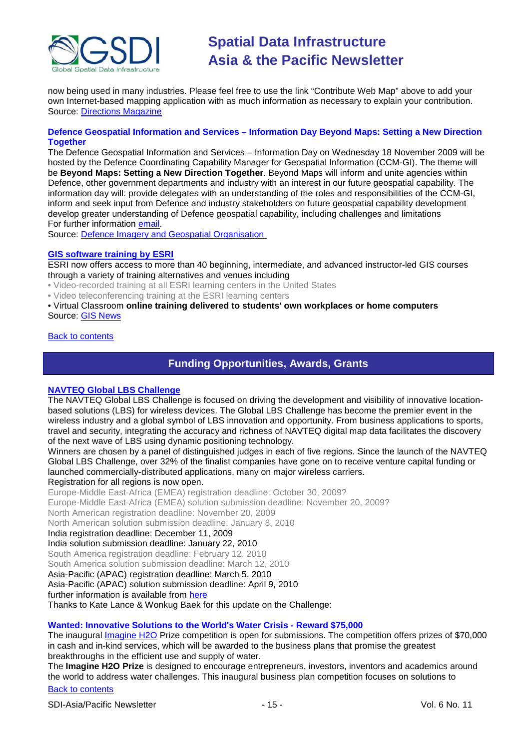now being used in many industries. Please feel free to use the link "Contribute Web Map" above to add your own Internet-based mapping application with as much information as necessary to explain your contribution.
Source: Directions Magazine

### Defence Geospatial Information and Services – Information Day Beyond Maps: Setting a New Direction Together

The Defence Geospatial Information and Services – Information Day on Wednesday 18 November 2009 will be hosted by the Defence Coordinating Capability Manager for Geospatial Information (CCM-GI). The theme will be **Beyond Maps: Setting a New Direction Together**. Beyond Maps will inform and unite agencies within Defence, other government departments and industry with an interest in our future geospatial capability. The information day will: provide delegates with an understanding of the roles and responsibilities of the CCM-GI, inform and seek input from Defence and industry stakeholders on future geospatial capability development develop greater understanding of Defence geospatial capability, including challenges and limitations
For further information email.
Source: Defence Imagery and Geospatial Organisation

### GIS software training by ESRI

ESRI now offers access to more than 40 beginning, intermediate, and advanced instructor-led GIS courses through a variety of training alternatives and venues including

- Video-recorded training at all ESRI learning centers in the United States
- Video teleconferencing training at the ESRI learning centers
- Virtual Classroom **online training delivered to students' own workplaces or home computers**

Source: GIS News

Back to contents

## Funding Opportunities, Awards, Grants

### NAVTEQ Global LBS Challenge

The NAVTEQ Global LBS Challenge is focused on driving the development and visibility of innovative location-based solutions (LBS) for wireless devices. The Global LBS Challenge has become the premier event in the wireless industry and a global symbol of LBS innovation and opportunity. From business applications to sports, travel and security, integrating the accuracy and richness of NAVTEQ digital map data facilitates the discovery of the next wave of LBS using dynamic positioning technology.
Winners are chosen by a panel of distinguished judges in each of five regions. Since the launch of the NAVTEQ Global LBS Challenge, over 32% of the finalist companies have gone on to receive venture capital funding or launched commercially-distributed applications, many on major wireless carriers.
Registration for all regions is now open.
Europe-Middle East-Africa (EMEA) registration deadline: October 30, 2009?
Europe-Middle East-Africa (EMEA) solution submission deadline: November 20, 2009?
North American registration deadline: November 20, 2009
North American solution submission deadline: January 8, 2010
India registration deadline: December 11, 2009
India solution submission deadline: January 22, 2010
South America registration deadline: February 12, 2010
South America solution submission deadline: March 12, 2010
Asia-Pacific (APAC) registration deadline: March 5, 2010
Asia-Pacific (APAC) solution submission deadline: April 9, 2010
further information is available from here
Thanks to Kate Lance & Wonkug Baek for this update on the Challenge:

### Wanted: Innovative Solutions to the World's Water Crisis - Reward $75,000

The inaugural Imagine H2O Prize competition is open for submissions. The competition offers prizes of $70,000 in cash and in-kind services, which will be awarded to the business plans that promise the greatest breakthroughs in the efficient use and supply of water.
The **Imagine H2O Prize** is designed to encourage entrepreneurs, investors, inventors and academics around the world to address water challenges. This inaugural business plan competition focuses on solutions to

Back to contents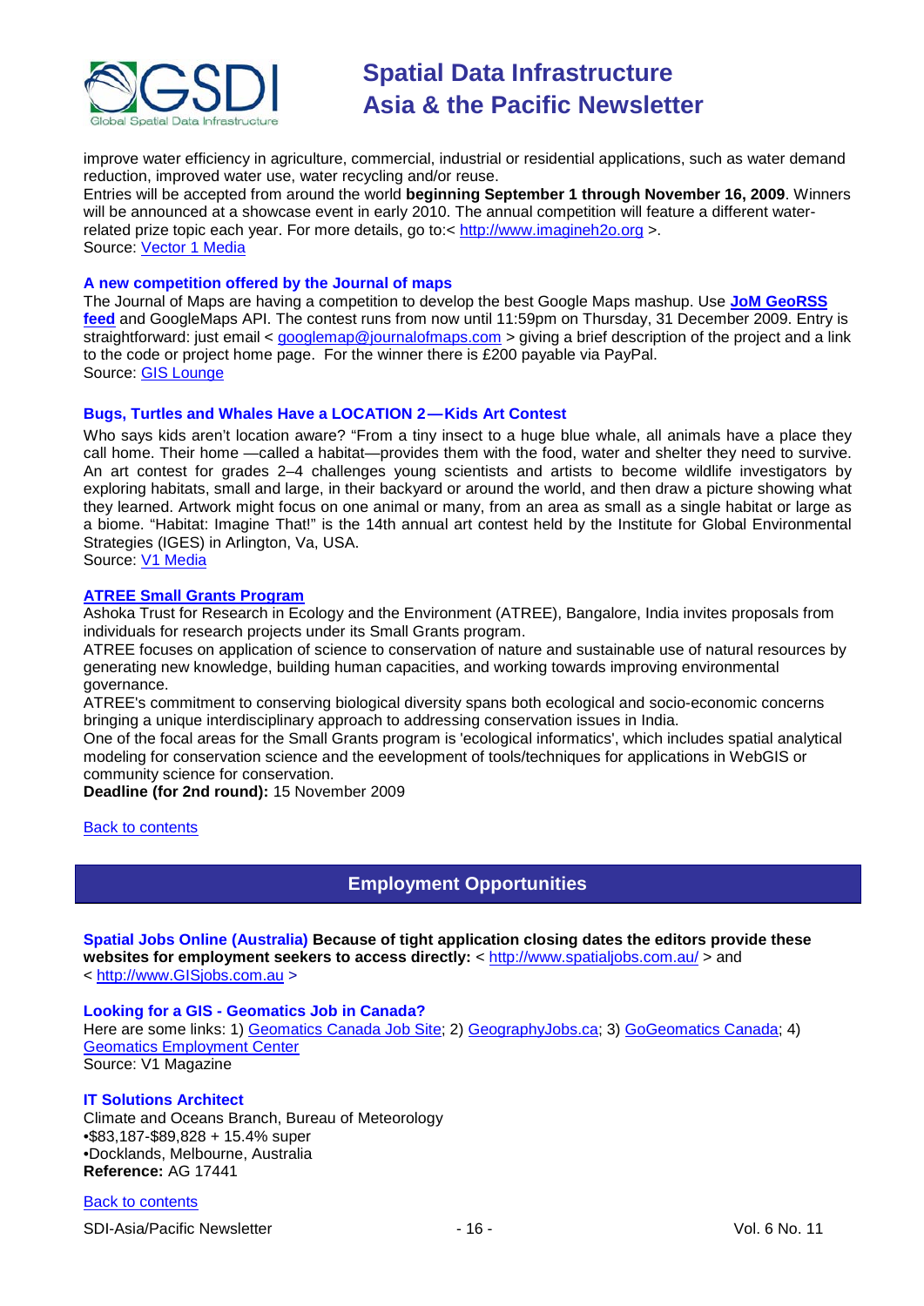improve water efficiency in agriculture, commercial, industrial or residential applications, such as water demand reduction, improved water use, water recycling and/or reuse.
Entries will be accepted from around the world **beginning September 1 through November 16, 2009**. Winners will be announced at a showcase event in early 2010. The annual competition will feature a different water-related prize topic each year. For more details, go to:< http://www.imagineh2o.org >.
Source: Vector 1 Media

### A new competition offered by the Journal of maps

The Journal of Maps are having a competition to develop the best Google Maps mashup. Use **JoM GeoRSS feed** and GoogleMaps API. The contest runs from now until 11:59pm on Thursday, 31 December 2009. Entry is straightforward: just email < googlemap@journalofmaps.com > giving a brief description of the project and a link to the code or project home page. For the winner there is £200 payable via PayPal.
Source: GIS Lounge

### Bugs, Turtles and Whales Have a LOCATION 2—Kids Art Contest

Who says kids aren't location aware? "From a tiny insect to a huge blue whale, all animals have a place they call home. Their home —called a habitat—provides them with the food, water and shelter they need to survive. An art contest for grades 2–4 challenges young scientists and artists to become wildlife investigators by exploring habitats, small and large, in their backyard or around the world, and then draw a picture showing what they learned. Artwork might focus on one animal or many, from an area as small as a single habitat or large as a biome. "Habitat: Imagine That!" is the 14th annual art contest held by the Institute for Global Environmental Strategies (IGES) in Arlington, Va, USA.
Source: V1 Media

### ATREE Small Grants Program

Ashoka Trust for Research in Ecology and the Environment (ATREE), Bangalore, India invites proposals from individuals for research projects under its Small Grants program.
ATREE focuses on application of science to conservation of nature and sustainable use of natural resources by generating new knowledge, building human capacities, and working towards improving environmental governance.
ATREE's commitment to conserving biological diversity spans both ecological and socio-economic concerns bringing a unique interdisciplinary approach to addressing conservation issues in India.
One of the focal areas for the Small Grants program is 'ecological informatics', which includes spatial analytical modeling for conservation science and the eevelopment of tools/techniques for applications in WebGIS or community science for conservation.
**Deadline (for 2nd round):** 15 November 2009

Back to contents

## Employment Opportunities

**Spatial Jobs Online (Australia) Because of tight application closing dates the editors provide these websites for employment seekers to access directly:** < http://www.spatialjobs.com.au/ > and < http://www.GISjobs.com.au >

### Looking for a GIS - Geomatics Job in Canada?

Here are some links: 1) Geomatics Canada Job Site; 2) GeographyJobs.ca; 3) GoGeomatics Canada; 4) Geomatics Employment Center
Source: V1 Magazine

### IT Solutions Architect

Climate and Oceans Branch, Bureau of Meteorology
•$83,187-$89,828 + 15.4% super
•Docklands, Melbourne, Australia
**Reference:** AG 17441

Back to contents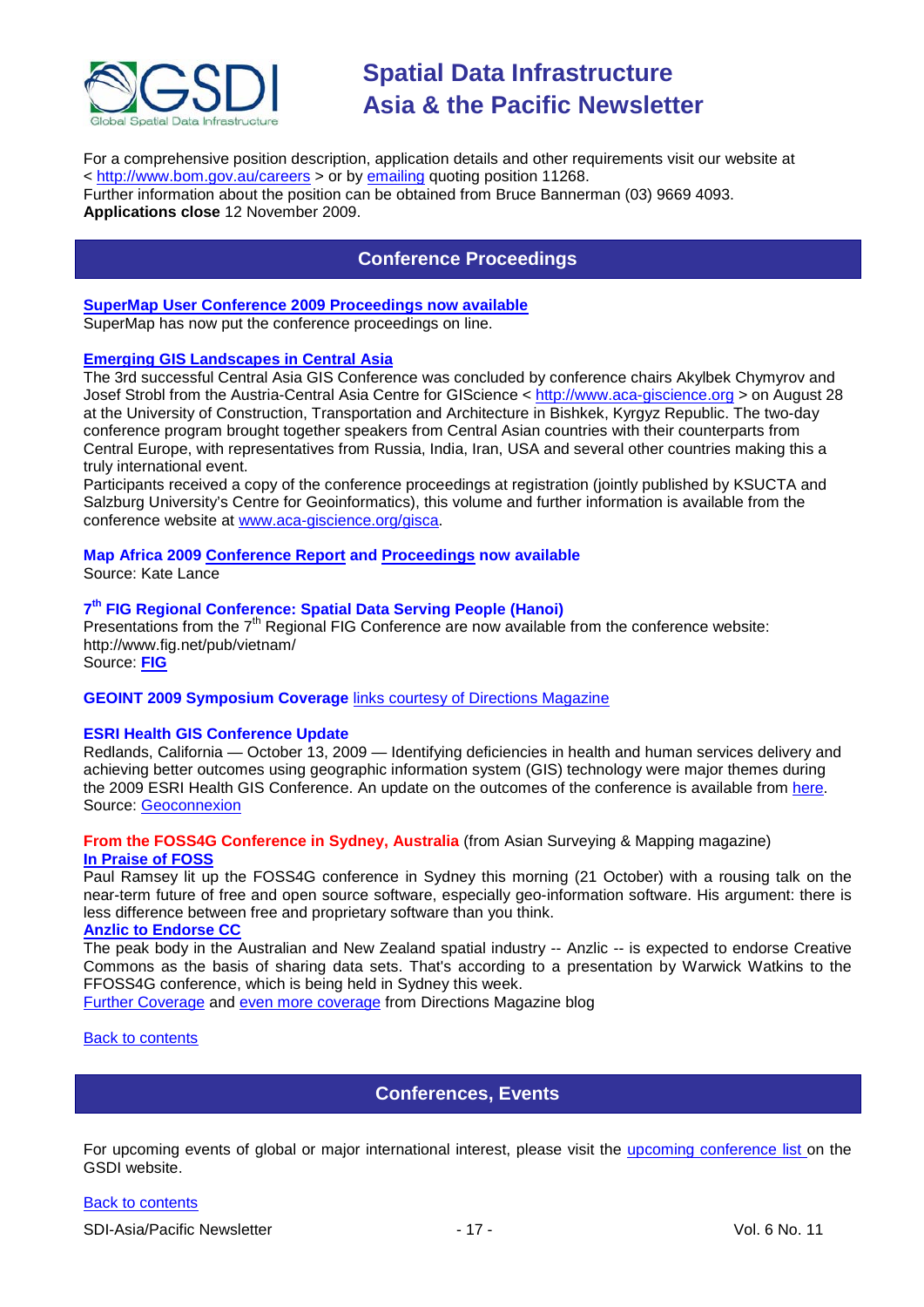For a comprehensive position description, application details and other requirements visit our website at < http://www.bom.gov.au/careers > or by emailing quoting position 11268.
Further information about the position can be obtained from Bruce Bannerman (03) 9669 4093.
**Applications close** 12 November 2009.

## Conference Proceedings

**SuperMap User Conference 2009 Proceedings now available**
SuperMap has now put the conference proceedings on line.

**Emerging GIS Landscapes in Central Asia**
The 3rd successful Central Asia GIS Conference was concluded by conference chairs Akylbek Chymyrov and Josef Strobl from the Austria-Central Asia Centre for GIScience < http://www.aca-giscience.org > on August 28 at the University of Construction, Transportation and Architecture in Bishkek, Kyrgyz Republic. The two-day conference program brought together speakers from Central Asian countries with their counterparts from Central Europe, with representatives from Russia, India, Iran, USA and several other countries making this a truly international event.
Participants received a copy of the conference proceedings at registration (jointly published by KSUCTA and Salzburg University's Centre for Geoinformatics), this volume and further information is available from the conference website at www.aca-giscience.org/gisca.

**Map Africa 2009 Conference Report and Proceedings now available**
Source: Kate Lance

**7th FIG Regional Conference: Spatial Data Serving People (Hanoi)**
Presentations from the 7th Regional FIG Conference are now available from the conference website: http://www.fig.net/pub/vietnam/
Source: **FIG**

**GEOINT 2009 Symposium Coverage** links courtesy of Directions Magazine

**ESRI Health GIS Conference Update**
Redlands, California — October 13, 2009 — Identifying deficiencies in health and human services delivery and achieving better outcomes using geographic information system (GIS) technology were major themes during the 2009 ESRI Health GIS Conference. An update on the outcomes of the conference is available from here.
Source: Geoconnexion

**From the FOSS4G Conference in Sydney, Australia** (from Asian Surveying & Mapping magazine)
**In Praise of FOSS**
Paul Ramsey lit up the FOSS4G conference in Sydney this morning (21 October) with a rousing talk on the near-term future of free and open source software, especially geo-information software. His argument: there is less difference between free and proprietary software than you think.
**Anzlic to Endorse CC**
The peak body in the Australian and New Zealand spatial industry -- Anzlic -- is expected to endorse Creative Commons as the basis of sharing data sets. That's according to a presentation by Warwick Watkins to the FFOSS4G conference, which is being held in Sydney this week.
Further Coverage and even more coverage from Directions Magazine blog

Back to contents

## Conferences, Events

For upcoming events of global or major international interest, please visit the upcoming conference list on the GSDI website.

Back to contents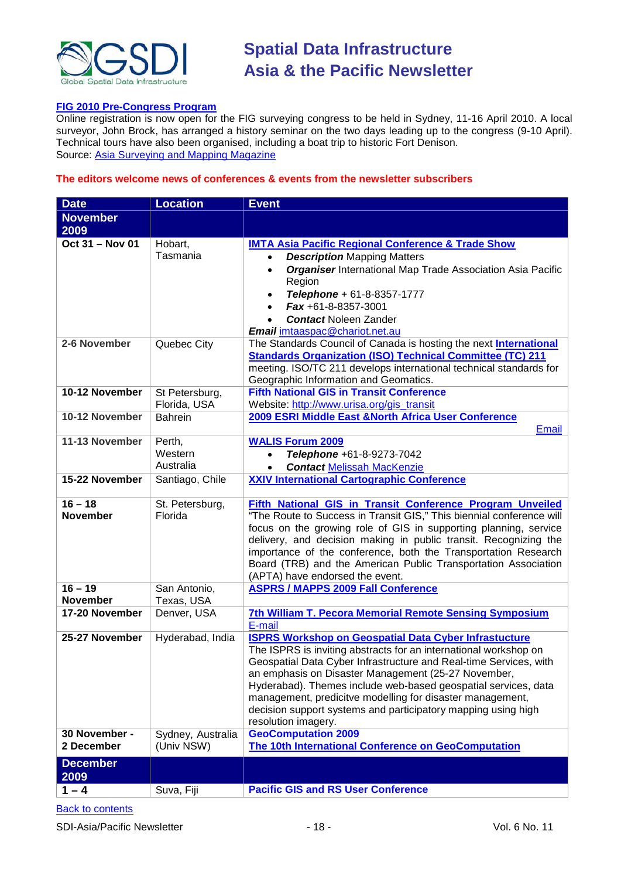**FIG 2010 Pre-Congress Program**

Online registration is now open for the FIG surveying congress to be held in Sydney, 11-16 April 2010. A local surveyor, John Brock, has arranged a history seminar on the two days leading up to the congress (9-10 April). Technical tours have also been organised, including a boat trip to historic Fort Denison.
Source: Asia Surveying and Mapping Magazine

**The editors welcome news of conferences & events from the newsletter subscribers**

| Date | Location | Event |
|---|---|---|
| **November 2009** | | |
| **Oct 31 – Nov 01** | Hobart, Tasmania | **IMTA Asia Pacific Regional Conference & Trade Show**<br>• ***Description*** Mapping Matters<br>• ***Organiser*** International Map Trade Association Asia Pacific Region<br>• ***Telephone*** + 61-8-8357-1777<br>• ***Fax*** +61-8-8357-3001<br>• ***Contact*** Noleen Zander<br>***Email*** imtaaspac@chariot.net.au |
| **2-6 November** | Quebec City | The Standards Council of Canada is hosting the next **International Standards Organization (ISO) Technical Committee (TC) 211** meeting. ISO/TC 211 develops international technical standards for Geographic Information and Geomatics. |
| **10-12 November** | St Petersburg, Florida, USA | **Fifth National GIS in Transit Conference**<br>Website: http://www.urisa.org/gis_transit |
| **10-12 November** | Bahrein | **2009 ESRI Middle East &North Africa User Conference**<br>Email |
| **11-13 November** | Perth, Western Australia | **WALIS Forum 2009**<br>• ***Telephone*** +61-8-9273-7042<br>• ***Contact*** Melissah MacKenzie |
| **15-22 November** | Santiago, Chile | **XXIV International Cartographic Conference** |
| **16 – 18 November** | St. Petersburg, Florida | **Fifth National GIS in Transit Conference Program Unveiled**<br>"The Route to Success in Transit GIS," This biennial conference will focus on the growing role of GIS in supporting planning, service delivery, and decision making in public transit. Recognizing the importance of the conference, both the Transportation Research Board (TRB) and the American Public Transportation Association (APTA) have endorsed the event. |
| **16 – 19 November** | San Antonio, Texas, USA | **ASPRS / MAPPS 2009 Fall Conference** |
| **17-20 November** | Denver, USA | **7th William T. Pecora Memorial Remote Sensing Symposium**<br>E-mail |
| **25-27 November** | Hyderabad, India | **ISPRS Workshop on Geospatial Data Cyber Infrastucture**<br>The ISPRS is inviting abstracts for an international workshop on Geospatial Data Cyber Infrastructure and Real-time Services, with an emphasis on Disaster Management (25-27 November, Hyderabad). Themes include web-based geospatial services, data management, predicitve modelling for disaster management, decision support systems and participatory mapping using high resolution imagery. |
| **30 November - 2 December** | Sydney, Australia (Univ NSW) | **GeoComputation 2009**<br>**The 10th International Conference on GeoComputation** |
| **December 2009** | | |
| **1 – 4** | Suva, Fiji | **Pacific GIS and RS User Conference** |

Back to contents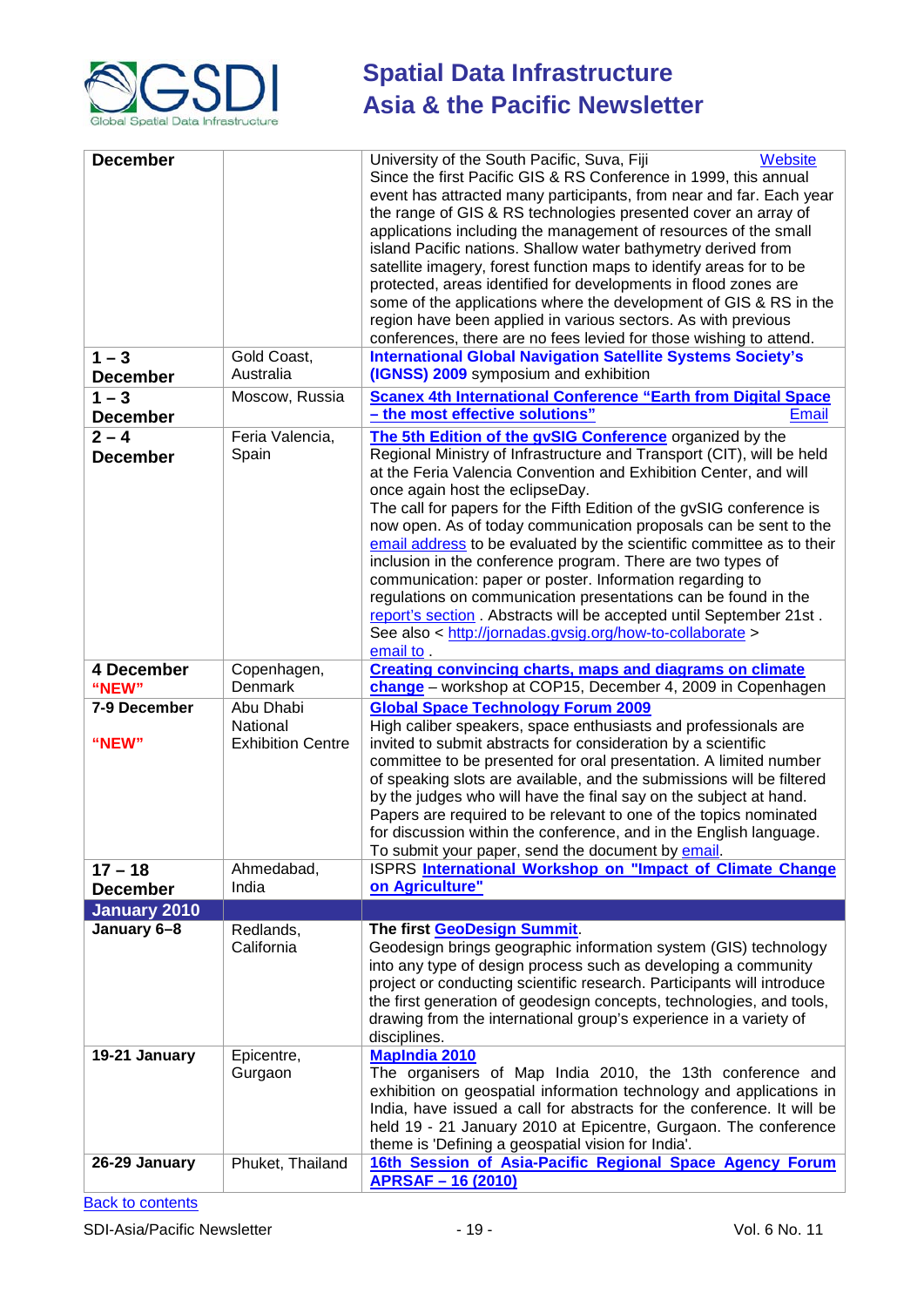| | | |
|---|---|---|
| **December** | | University of the South Pacific, Suva, Fiji Website<br>Since the first Pacific GIS & RS Conference in 1999, this annual event has attracted many participants, from near and far. Each year the range of GIS & RS technologies presented cover an array of applications including the management of resources of the small island Pacific nations. Shallow water bathymetry derived from satellite imagery, forest function maps to identify areas for to be protected, areas identified for developments in flood zones are some of the applications where the development of GIS & RS in the region have been applied in various sectors. As with previous conferences, there are no fees levied for those wishing to attend. |
| **1 – 3 December** | Gold Coast, Australia | **International Global Navigation Satellite Systems Society's (IGNSS) 2009** symposium and exhibition |
| **1 – 3 December** | Moscow, Russia | **Scanex 4th International Conference "Earth from Digital Space – the most effective solutions"** Email |
| **2 – 4 December** | Feria Valencia, Spain | **The 5th Edition of the gvSIG Conference** organized by the Regional Ministry of Infrastructure and Transport (CIT), will be held at the Feria Valencia Convention and Exhibition Center, and will once again host the eclipseDay.<br>The call for papers for the Fifth Edition of the gvSIG conference is now open. As of today communication proposals can be sent to the email address to be evaluated by the scientific committee as to their inclusion in the conference program. There are two types of communication: paper or poster. Information regarding to regulations on communication presentations can be found in the report's section . Abstracts will be accepted until September 21st .<br>See also < http://jornadas.gvsig.org/how-to-collaborate ><br>email to . |
| **4 December**<br>**"NEW"** | Copenhagen, Denmark | **Creating convincing charts, maps and diagrams on climate change** – workshop at COP15, December 4, 2009 in Copenhagen |
| **7-9 December**<br>**"NEW"** | Abu Dhabi National Exhibition Centre | **Global Space Technology Forum 2009**<br>High caliber speakers, space enthusiasts and professionals are invited to submit abstracts for consideration by a scientific committee to be presented for oral presentation. A limited number of speaking slots are available, and the submissions will be filtered by the judges who will have the final say on the subject at hand. Papers are required to be relevant to one of the topics nominated for discussion within the conference, and in the English language. To submit your paper, send the document by email. |
| **17 – 18 December** | Ahmedabad, India | ISPRS **International Workshop on "Impact of Climate Change on Agriculture"** |
| **January 2010** | | |
| **January 6–8** | Redlands, California | **The first GeoDesign Summit**.<br>Geodesign brings geographic information system (GIS) technology into any type of design process such as developing a community project or conducting scientific research. Participants will introduce the first generation of geodesign concepts, technologies, and tools, drawing from the international group's experience in a variety of disciplines. |
| **19-21 January** | Epicentre, Gurgaon | **MapIndia 2010**<br>The organisers of Map India 2010, the 13th conference and exhibition on geospatial information technology and applications in India, have issued a call for abstracts for the conference. It will be held 19 - 21 January 2010 at Epicentre, Gurgaon. The conference theme is 'Defining a geospatial vision for India'. |
| **26-29 January** | Phuket, Thailand | **16th Session of Asia-Pacific Regional Space Agency Forum APRSAF – 16 (2010)** |

Back to contents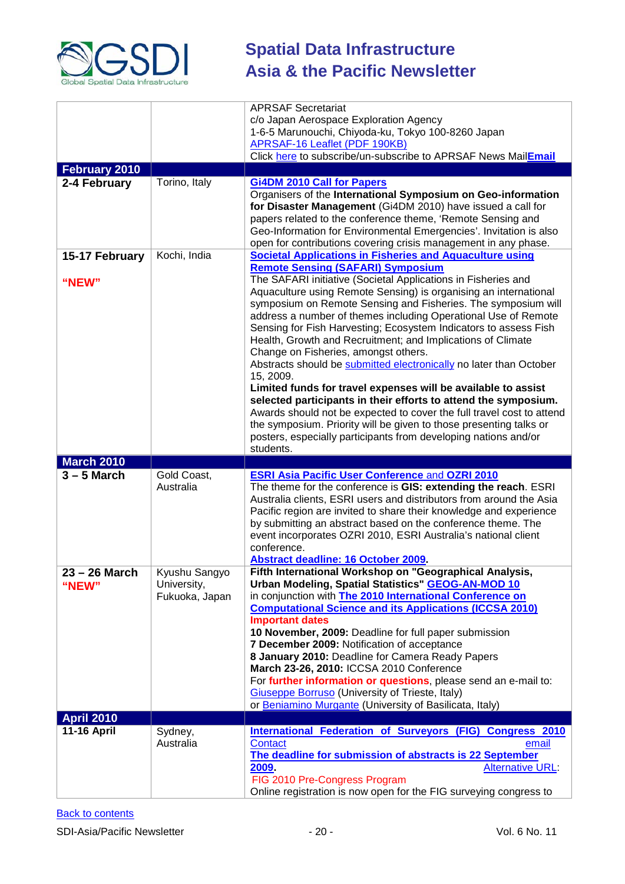| | | |
|---|---|---|
| | | APRSAF Secretariat<br>c/o Japan Aerospace Exploration Agency<br>1-6-5 Marunouchi, Chiyoda-ku, Tokyo 100-8260 Japan<br>APRSAF-16 Leaflet (PDF 190KB)<br>Click here to subscribe/un-subscribe to APRSAF News Mail**Email** |
| **February 2010** | | |
| **2-4 February** | Torino, Italy | **Gi4DM 2010 Call for Papers**<br>Organisers of the **International Symposium on Geo-information for Disaster Management** (Gi4DM 2010) have issued a call for papers related to the conference theme, 'Remote Sensing and Geo-Information for Environmental Emergencies'. Invitation is also open for contributions covering crisis management in any phase. |
| **15-17 February**<br><br>**"NEW"** | Kochi, India | **Societal Applications in Fisheries and Aquaculture using Remote Sensing (SAFARI) Symposium**<br>The SAFARI initiative (Societal Applications in Fisheries and Aquaculture using Remote Sensing) is organising an international symposium on Remote Sensing and Fisheries. The symposium will address a number of themes including Operational Use of Remote Sensing for Fish Harvesting; Ecosystem Indicators to assess Fish Health, Growth and Recruitment; and Implications of Climate Change on Fisheries, amongst others.<br>Abstracts should be submitted electronically no later than October 15, 2009.<br>**Limited funds for travel expenses will be available to assist selected participants in their efforts to attend the symposium.** Awards should not be expected to cover the full travel cost to attend the symposium. Priority will be given to those presenting talks or posters, especially participants from developing nations and/or students. |
| **March 2010** | | |
| **3 – 5 March** | Gold Coast, Australia | **ESRI Asia Pacific User Conference** and **OZRI 2010**<br>The theme for the conference is **GIS: extending the reach**. ESRI Australia clients, ESRI users and distributors from around the Asia Pacific region are invited to share their knowledge and experience by submitting an abstract based on the conference theme. The event incorporates OZRI 2010, ESRI Australia's national client conference.<br>**Abstract deadline: 16 October 2009.** |
| **23 – 26 March**<br>**"NEW"** | Kyushu Sangyo University, Fukuoka, Japan | **Fifth International Workshop on "Geographical Analysis, Urban Modeling, Spatial Statistics" GEOG-AN-MOD 10**<br>in conjunction with **The 2010 International Conference on Computational Science and its Applications (ICCSA 2010)**<br>**Important dates**<br>**10 November, 2009:** Deadline for full paper submission<br>**7 December 2009:** Notification of acceptance<br>**8 January 2010:** Deadline for Camera Ready Papers<br>**March 23-26, 2010:** ICCSA 2010 Conference<br>For **further information or questions**, please send an e-mail to: Giuseppe Borruso (University of Trieste, Italy)<br>or Beniamino Murgante (University of Basilicata, Italy) |
| **April 2010** | | |
| **11-16 April** | Sydney, Australia | **International Federation of Surveyors (FIG) Congress 2010**<br>Contact email<br>**The deadline for submission of abstracts is 22 September 2009.** Alternative URL:<br>FIG 2010 Pre-Congress Program<br>Online registration is now open for the FIG surveying congress to |

Back to contents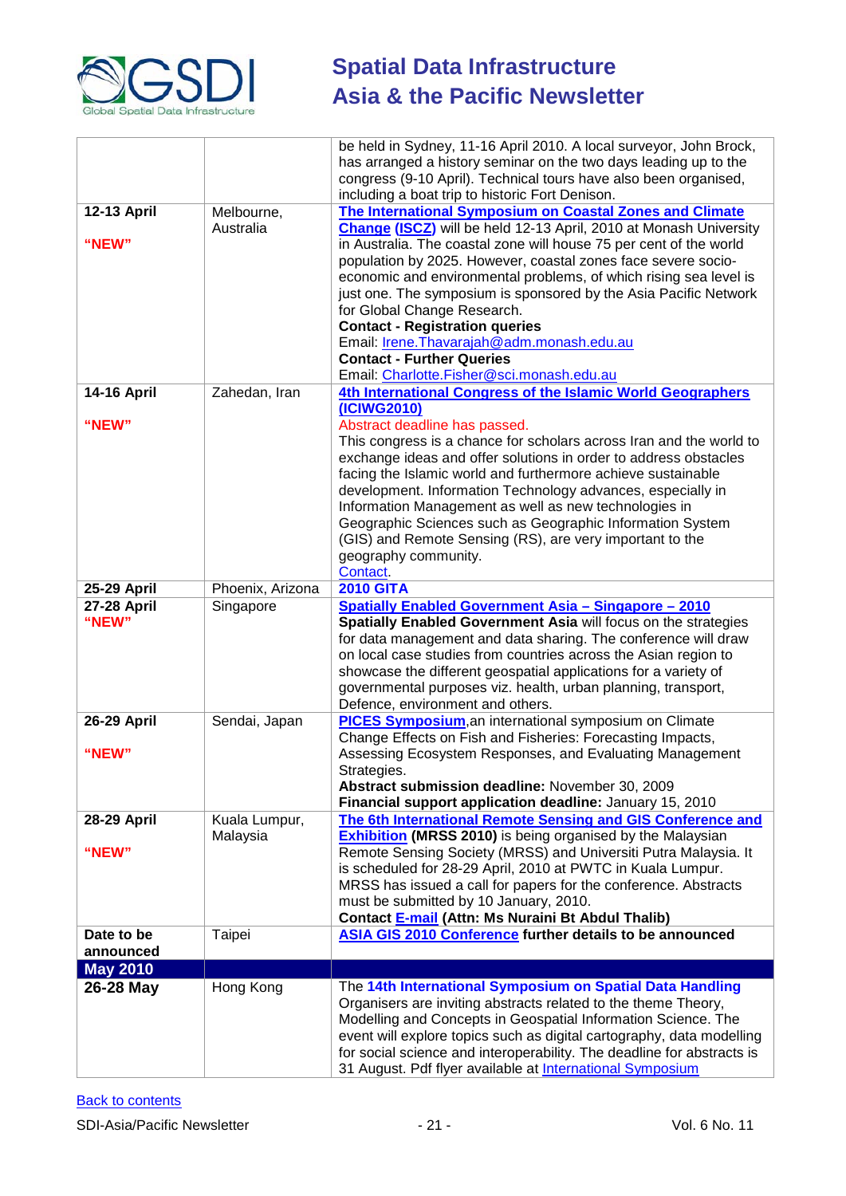| | | |
|---|---|---|
| | | be held in Sydney, 11-16 April 2010. A local surveyor, John Brock, has arranged a history seminar on the two days leading up to the congress (9-10 April). Technical tours have also been organised, including a boat trip to historic Fort Denison. |
| **12-13 April** **"NEW"** | Melbourne, Australia | **The International Symposium on Coastal Zones and Climate Change (ISCZ)** will be held 12-13 April, 2010 at Monash University in Australia. The coastal zone will house 75 per cent of the world population by 2025. However, coastal zones face severe socio-economic and environmental problems, of which rising sea level is just one. The symposium is sponsored by the Asia Pacific Network for Global Change Research. **Contact - Registration queries** Email: Irene.Thavarajah@adm.monash.edu.au **Contact - Further Queries** Email: Charlotte.Fisher@sci.monash.edu.au |
| **14-16 April** **"NEW"** | Zahedan, Iran | **4th International Congress of the Islamic World Geographers (ICIWG2010)** Abstract deadline has passed. This congress is a chance for scholars across Iran and the world to exchange ideas and offer solutions in order to address obstacles facing the Islamic world and furthermore achieve sustainable development. Information Technology advances, especially in Information Management as well as new technologies in Geographic Sciences such as Geographic Information System (GIS) and Remote Sensing (RS), are very important to the geography community. Contact. |
| **25-29 April** | Phoenix, Arizona | **2010 GITA** |
| **27-28 April** **"NEW"** | Singapore | **Spatially Enabled Government Asia – Singapore – 2010** **Spatially Enabled Government Asia** will focus on the strategies for data management and data sharing. The conference will draw on local case studies from countries across the Asian region to showcase the different geospatial applications for a variety of governmental purposes viz. health, urban planning, transport, Defence, environment and others. |
| **26-29 April** **"NEW"** | Sendai, Japan | **PICES Symposium**,an international symposium on Climate Change Effects on Fish and Fisheries: Forecasting Impacts, Assessing Ecosystem Responses, and Evaluating Management Strategies. **Abstract submission deadline:** November 30, 2009 **Financial support application deadline:** January 15, 2010 |
| **28-29 April** **"NEW"** | Kuala Lumpur, Malaysia | **The 6th International Remote Sensing and GIS Conference and Exhibition** **(MRSS 2010)** is being organised by the Malaysian Remote Sensing Society (MRSS) and Universiti Putra Malaysia. It is scheduled for 28-29 April, 2010 at PWTC in Kuala Lumpur. MRSS has issued a call for papers for the conference. Abstracts must be submitted by 10 January, 2010. **Contact E-mail (Attn: Ms Nuraini Bt Abdul Thalib)** |
| **Date to be announced** | Taipei | **ASIA GIS 2010 Conference further details to be announced** |
| **May 2010** | | |
| **26-28 May** | Hong Kong | The **14th International Symposium on Spatial Data Handling** Organisers are inviting abstracts related to the theme Theory, Modelling and Concepts in Geospatial Information Science. The event will explore topics such as digital cartography, data modelling for social science and interoperability. The deadline for abstracts is 31 August. Pdf flyer available at International Symposium |

Back to contents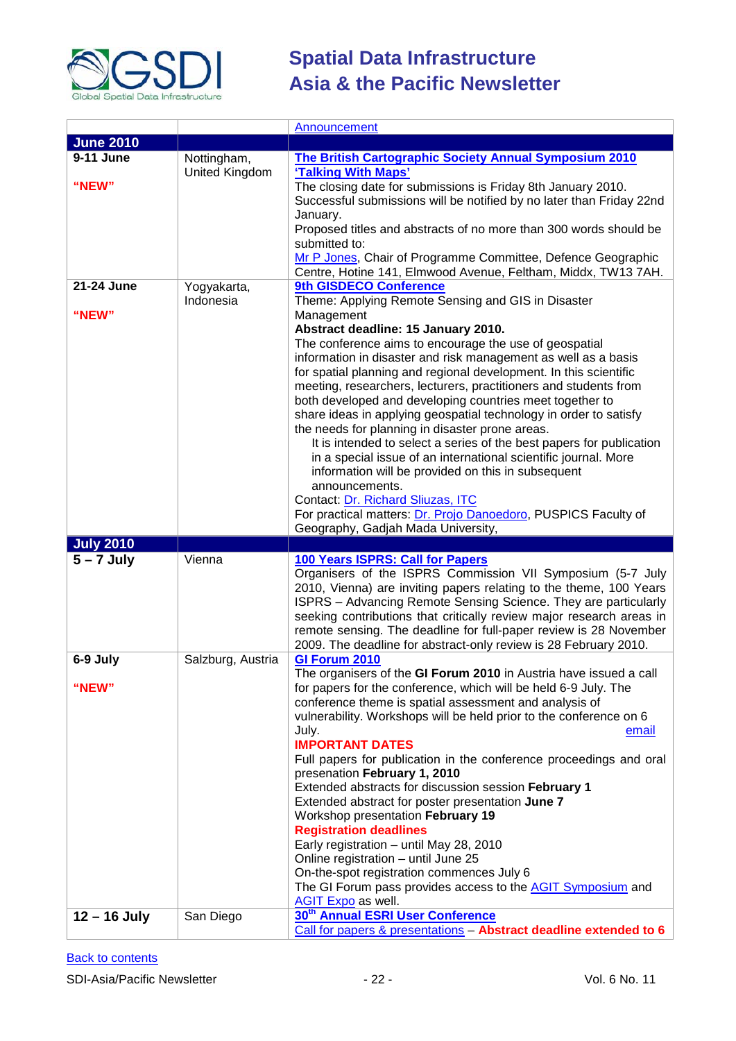| | | [Announcement](#) |
|---|---|---|
| **June 2010** | | |
| **9-11 June**<br><br>**"NEW"** | Nottingham, United Kingdom | **[The British Cartographic Society Annual Symposium 2010 'Talking With Maps'](#)**<br>The closing date for submissions is Friday 8th January 2010. Successful submissions will be notified by no later than Friday 22nd January.<br>Proposed titles and abstracts of no more than 300 words should be submitted to:<br>[Mr P Jones](#), Chair of Programme Committee, Defence Geographic Centre, Hotine 141, Elmwood Avenue, Feltham, Middx, TW13 7AH. |
| **21-24 June**<br><br>**"NEW"** | Yogyakarta, Indonesia | **[9th GISDECO Conference](#)**<br>Theme: Applying Remote Sensing and GIS in Disaster Management<br>**Abstract deadline: 15 January 2010.**<br>The conference aims to encourage the use of geospatial information in disaster and risk management as well as a basis for spatial planning and regional development. In this scientific meeting, researchers, lecturers, practitioners and students from both developed and developing countries meet together to share ideas in applying geospatial technology in order to satisfy the needs for planning in disaster prone areas.<br>It is intended to select a series of the best papers for publication in a special issue of an international scientific journal. More information will be provided on this in subsequent announcements.<br>Contact: [Dr. Richard Sliuzas, ITC](#)<br>For practical matters: [Dr. Projo Danoedoro](#), PUSPICS Faculty of Geography, Gadjah Mada University, |
| **July 2010** | | |
| **5 – 7 July** | Vienna | **[100 Years ISPRS: Call for Papers](#)**<br>Organisers of the ISPRS Commission VII Symposium (5-7 July 2010, Vienna) are inviting papers relating to the theme, 100 Years ISPRS – Advancing Remote Sensing Science. They are particularly seeking contributions that critically review major research areas in remote sensing. The deadline for full-paper review is 28 November 2009. The deadline for abstract-only review is 28 February 2010. |
| **6-9 July**<br><br>**"NEW"** | Salzburg, Austria | **[GI Forum 2010](#)**<br>The organisers of the **GI Forum 2010** in Austria have issued a call for papers for the conference, which will be held 6-9 July. The conference theme is spatial assessment and analysis of vulnerability. Workshops will be held prior to the conference on 6 July. [email](#)<br>**IMPORTANT DATES**<br>Full papers for publication in the conference proceedings and oral presenation **February 1, 2010**<br>Extended abstracts for discussion session **February 1**<br>Extended abstract for poster presentation **June 7**<br>Workshop presentation **February 19**<br>**Registration deadlines**<br>Early registration – until May 28, 2010<br>Online registration – until June 25<br>On-the-spot registration commences July 6<br>The GI Forum pass provides access to the [AGIT Symposium](#) and [AGIT Expo](#) as well. |
| **12 – 16 July** | San Diego | **[30th Annual ESRI User Conference](#)**<br>[Call for papers & presentations](#) – **Abstract deadline extended to 6** |

[Back to contents](#)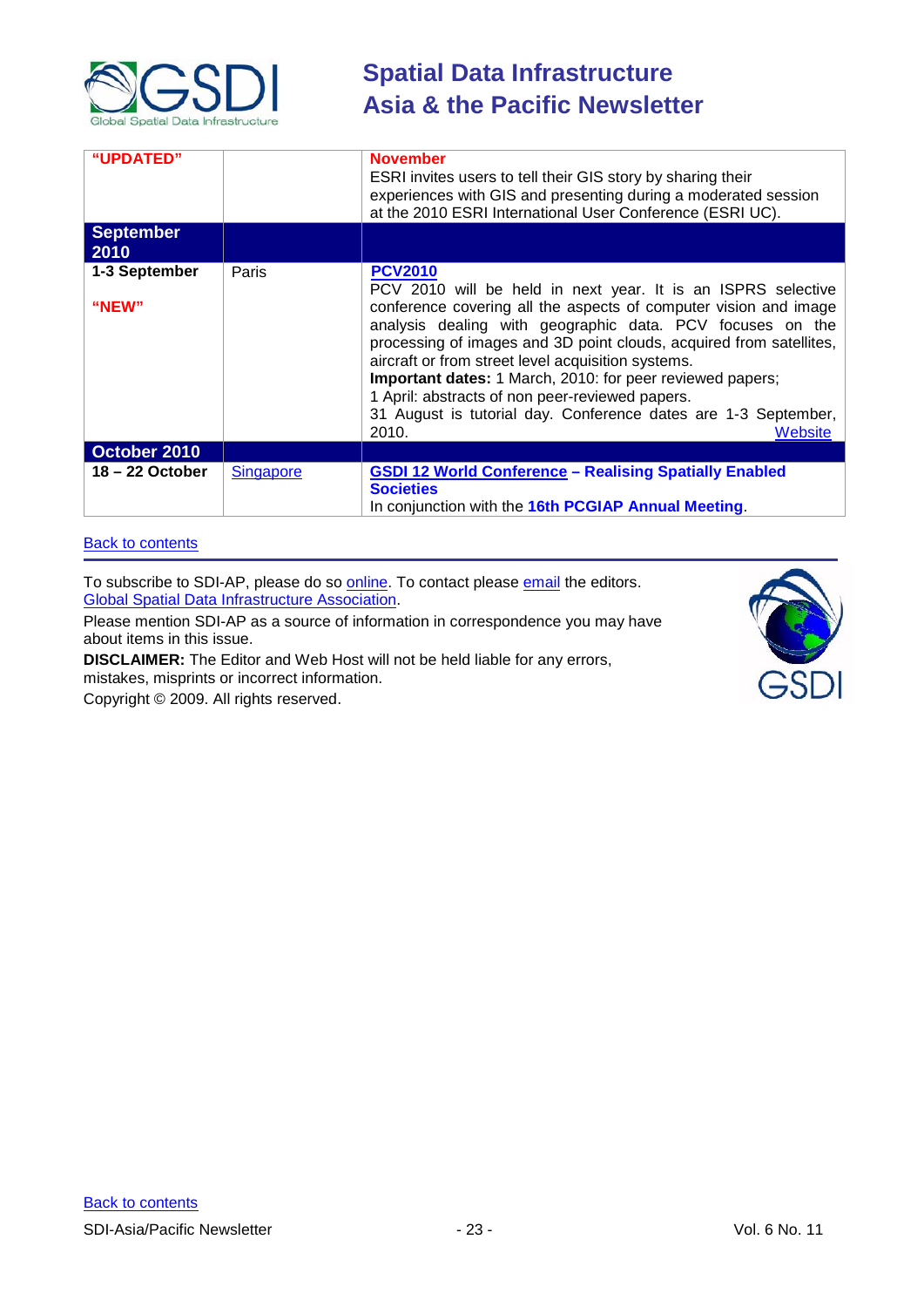| | | |
|---|---|---|
| **"UPDATED"** | | **November** ESRI invites users to tell their GIS story by sharing their experiences with GIS and presenting during a moderated session at the 2010 ESRI International User Conference (ESRI UC). |
| **September 2010** | | |
| **1-3 September** **"NEW"** | Paris | **PCV2010** PCV 2010 will be held in next year. It is an ISPRS selective conference covering all the aspects of computer vision and image analysis dealing with geographic data. PCV focuses on the processing of images and 3D point clouds, acquired from satellites, aircraft or from street level acquisition systems. **Important dates:** 1 March, 2010: for peer reviewed papers; 1 April: abstracts of non peer-reviewed papers. 31 August is tutorial day. Conference dates are 1-3 September, 2010. Website |
| **October 2010** | | |
| **18 – 22 October** | Singapore | **GSDI 12 World Conference – Realising Spatially Enabled Societies** In conjunction with the **16th PCGIAP Annual Meeting**. |

Back to contents

To subscribe to SDI-AP, please do so online. To contact please email the editors.
Global Spatial Data Infrastructure Association.

Please mention SDI-AP as a source of information in correspondence you may have about items in this issue.

**DISCLAIMER:** The Editor and Web Host will not be held liable for any errors, mistakes, misprints or incorrect information.

Copyright © 2009. All rights reserved.

Back to contents